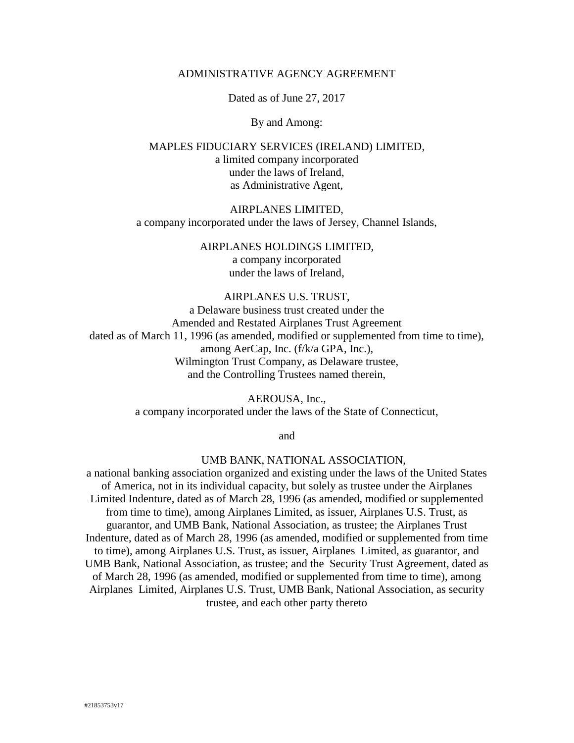# ADMINISTRATIVE AGENCY AGREEMENT

Dated as of June 27, 2017

By and Among:

MAPLES FIDUCIARY SERVICES (IRELAND) LIMITED,
a limited company incorporated
under the laws of Ireland,
as Administrative Agent,

AIRPLANES LIMITED,
a company incorporated under the laws of Jersey, Channel Islands,

AIRPLANES HOLDINGS LIMITED,
a company incorporated
under the laws of Ireland,

AIRPLANES U.S. TRUST,
a Delaware business trust created under the
Amended and Restated Airplanes Trust Agreement
dated as of March 11, 1996 (as amended, modified or supplemented from time to time),
among AerCap, Inc. (f/k/a GPA, Inc.),
Wilmington Trust Company, as Delaware trustee,
and the Controlling Trustees named therein,

AEROUSA, Inc.,
a company incorporated under the laws of the State of Connecticut,

and

UMB BANK, NATIONAL ASSOCIATION,
a national banking association organized and existing under the laws of the United States of America, not in its individual capacity, but solely as trustee under the Airplanes Limited Indenture, dated as of March 28, 1996 (as amended, modified or supplemented from time to time), among Airplanes Limited, as issuer, Airplanes U.S. Trust, as guarantor, and UMB Bank, National Association, as trustee; the Airplanes Trust Indenture, dated as of March 28, 1996 (as amended, modified or supplemented from time to time), among Airplanes U.S. Trust, as issuer, Airplanes Limited, as guarantor, and UMB Bank, National Association, as trustee; and the Security Trust Agreement, dated as of March 28, 1996 (as amended, modified or supplemented from time to time), among Airplanes Limited, Airplanes U.S. Trust, UMB Bank, National Association, as security trustee, and each other party thereto

#21853753v17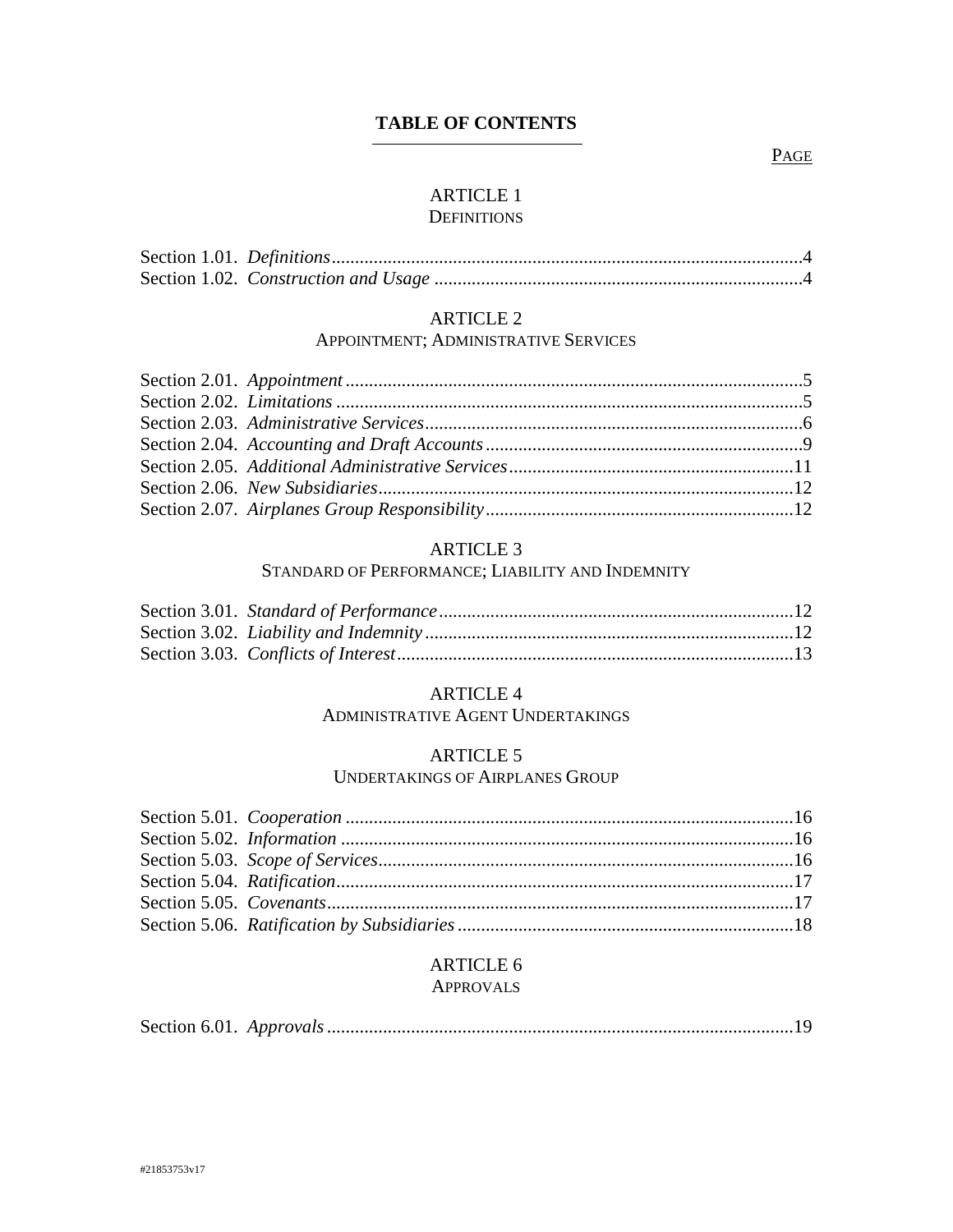# TABLE OF CONTENTS

PAGE

## ARTICLE 1
DEFINITIONS

Section 1.01. *Definitions* ....................................................................................................4
Section 1.02. *Construction and Usage* ..............................................................................4

## ARTICLE 2
APPOINTMENT; ADMINISTRATIVE SERVICES

Section 2.01. *Appointment* ................................................................................................5
Section 2.02. *Limitations* ..................................................................................................5
Section 2.03. *Administrative Services* ................................................................................6
Section 2.04. *Accounting and Draft Accounts* ....................................................................9
Section 2.05. *Additional Administrative Services* .............................................................11
Section 2.06. *New Subsidiaries* .........................................................................................12
Section 2.07. *Airplanes Group Responsibility* ..................................................................12

## ARTICLE 3
STANDARD OF PERFORMANCE; LIABILITY AND INDEMNITY

Section 3.01. *Standard of Performance* ............................................................................12
Section 3.02. *Liability and Indemnity* ..............................................................................12
Section 3.03. *Conflicts of Interest* ....................................................................................13

## ARTICLE 4
ADMINISTRATIVE AGENT UNDERTAKINGS

## ARTICLE 5
UNDERTAKINGS OF AIRPLANES GROUP

Section 5.01. *Cooperation* ................................................................................................16
Section 5.02. *Information* ................................................................................................16
Section 5.03. *Scope of Services* ........................................................................................16
Section 5.04. *Ratification* .................................................................................................17
Section 5.05. *Covenants* ...................................................................................................17
Section 5.06. *Ratification by Subsidiaries* .......................................................................18

## ARTICLE 6
APPROVALS

Section 6.01. *Approvals* ....................................................................................................19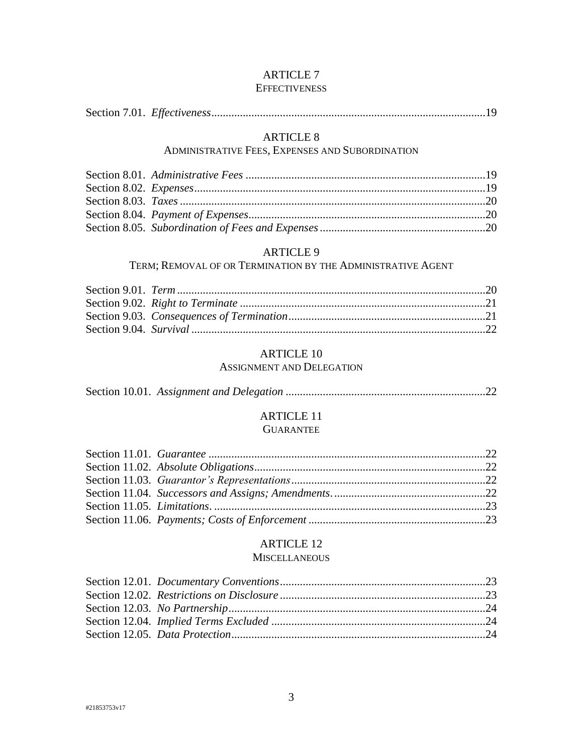ARTICLE 7
EFFECTIVENESS

Section 7.01. *Effectiveness* ....................................................................................................19

ARTICLE 8
ADMINISTRATIVE FEES, EXPENSES AND SUBORDINATION

Section 8.01. *Administrative Fees* ...........................................................................................19
Section 8.02. *Expenses* ..............................................................................................................19
Section 8.03. *Taxes* ....................................................................................................................20
Section 8.04. *Payment of Expenses* ..........................................................................................20
Section 8.05. *Subordination of Fees and Expenses* .................................................................20

ARTICLE 9
TERM; REMOVAL OF OR TERMINATION BY THE ADMINISTRATIVE AGENT

Section 9.01. *Term* .....................................................................................................................20
Section 9.02. *Right to Terminate* ..............................................................................................21
Section 9.03. *Consequences of Termination* ............................................................................21
Section 9.04. *Survival* ................................................................................................................22

ARTICLE 10
ASSIGNMENT AND DELEGATION

Section 10.01. *Assignment and Delegation* ..............................................................................22

ARTICLE 11
GUARANTEE

Section 11.01. *Guarantee* ..........................................................................................................22
Section 11.02. *Absolute Obligations* ........................................................................................22
Section 11.03. *Guarantor's Representations* ............................................................................22
Section 11.04. *Successors and Assigns; Amendments*. ............................................................22
Section 11.05. *Limitations*. .......................................................................................................23
Section 11.06. *Payments; Costs of Enforcement* .....................................................................23

ARTICLE 12
MISCELLANEOUS

Section 12.01. *Documentary Conventions* ...............................................................................23
Section 12.02. *Restrictions on Disclosure* ................................................................................23
Section 12.03. *No Partnership* ...................................................................................................24
Section 12.04. *Implied Terms Excluded* ...................................................................................24
Section 12.05. *Data Protection* ..................................................................................................24

#21853753v17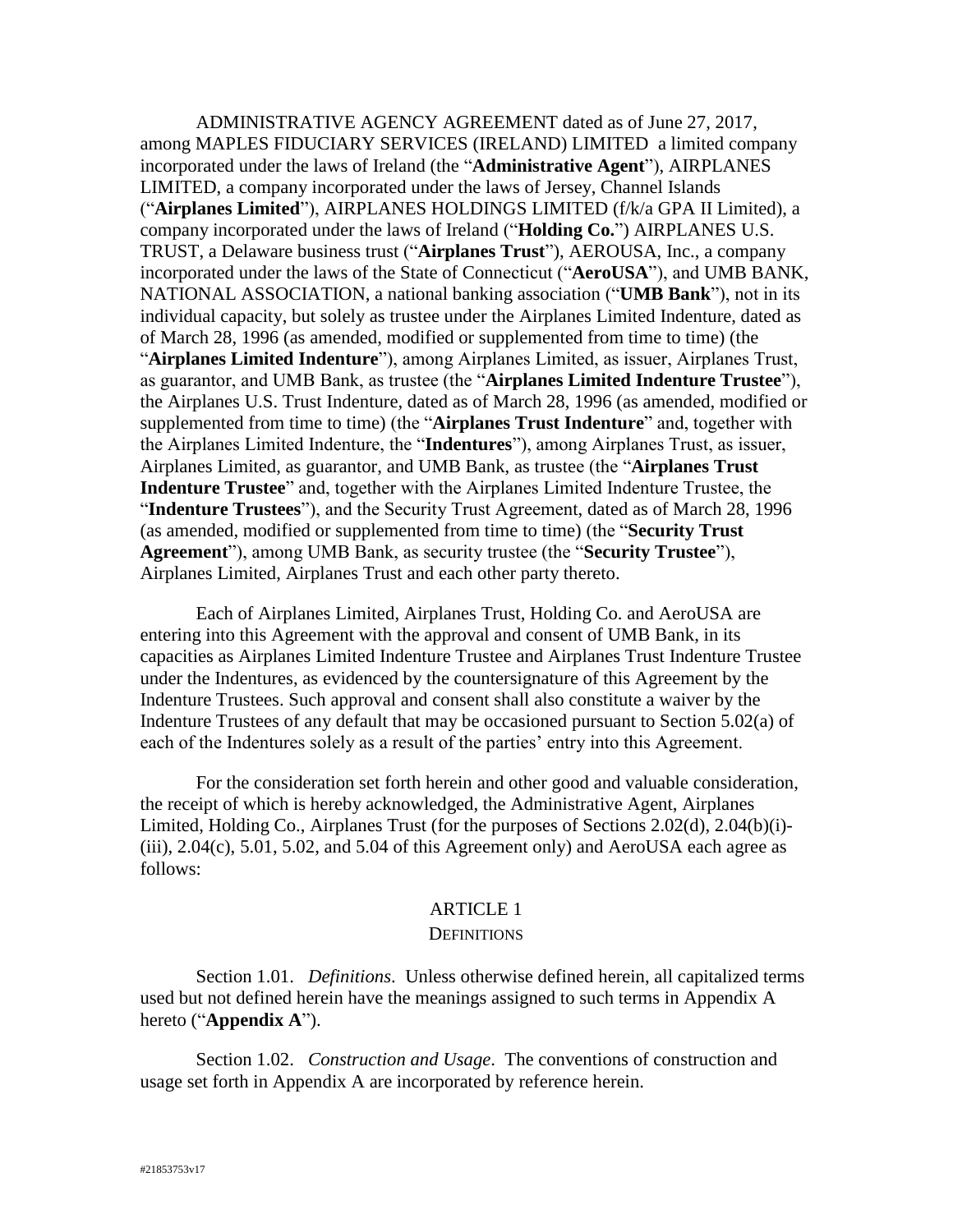ADMINISTRATIVE AGENCY AGREEMENT dated as of June 27, 2017, among MAPLES FIDUCIARY SERVICES (IRELAND) LIMITED a limited company incorporated under the laws of Ireland (the "**Administrative Agent**"), AIRPLANES LIMITED, a company incorporated under the laws of Jersey, Channel Islands ("**Airplanes Limited**"), AIRPLANES HOLDINGS LIMITED (f/k/a GPA II Limited), a company incorporated under the laws of Ireland ("**Holding Co.**") AIRPLANES U.S. TRUST, a Delaware business trust ("**Airplanes Trust**"), AEROUSA, Inc., a company incorporated under the laws of the State of Connecticut ("**AeroUSA**"), and UMB BANK, NATIONAL ASSOCIATION, a national banking association ("**UMB Bank**"), not in its individual capacity, but solely as trustee under the Airplanes Limited Indenture, dated as of March 28, 1996 (as amended, modified or supplemented from time to time) (the "**Airplanes Limited Indenture**"), among Airplanes Limited, as issuer, Airplanes Trust, as guarantor, and UMB Bank, as trustee (the "**Airplanes Limited Indenture Trustee**"), the Airplanes U.S. Trust Indenture, dated as of March 28, 1996 (as amended, modified or supplemented from time to time) (the "**Airplanes Trust Indenture**" and, together with the Airplanes Limited Indenture, the "**Indentures**"), among Airplanes Trust, as issuer, Airplanes Limited, as guarantor, and UMB Bank, as trustee (the "**Airplanes Trust Indenture Trustee**" and, together with the Airplanes Limited Indenture Trustee, the "**Indenture Trustees**"), and the Security Trust Agreement, dated as of March 28, 1996 (as amended, modified or supplemented from time to time) (the "**Security Trust Agreement**"), among UMB Bank, as security trustee (the "**Security Trustee**"), Airplanes Limited, Airplanes Trust and each other party thereto.

Each of Airplanes Limited, Airplanes Trust, Holding Co. and AeroUSA are entering into this Agreement with the approval and consent of UMB Bank, in its capacities as Airplanes Limited Indenture Trustee and Airplanes Trust Indenture Trustee under the Indentures, as evidenced by the countersignature of this Agreement by the Indenture Trustees. Such approval and consent shall also constitute a waiver by the Indenture Trustees of any default that may be occasioned pursuant to Section 5.02(a) of each of the Indentures solely as a result of the parties' entry into this Agreement.

For the consideration set forth herein and other good and valuable consideration, the receipt of which is hereby acknowledged, the Administrative Agent, Airplanes Limited, Holding Co., Airplanes Trust (for the purposes of Sections 2.02(d), 2.04(b)(i)-(iii), 2.04(c), 5.01, 5.02, and 5.04 of this Agreement only) and AeroUSA each agree as follows:

## ARTICLE 1
## DEFINITIONS

Section 1.01. *Definitions*. Unless otherwise defined herein, all capitalized terms used but not defined herein have the meanings assigned to such terms in Appendix A hereto ("**Appendix A**").

Section 1.02. *Construction and Usage*. The conventions of construction and usage set forth in Appendix A are incorporated by reference herein.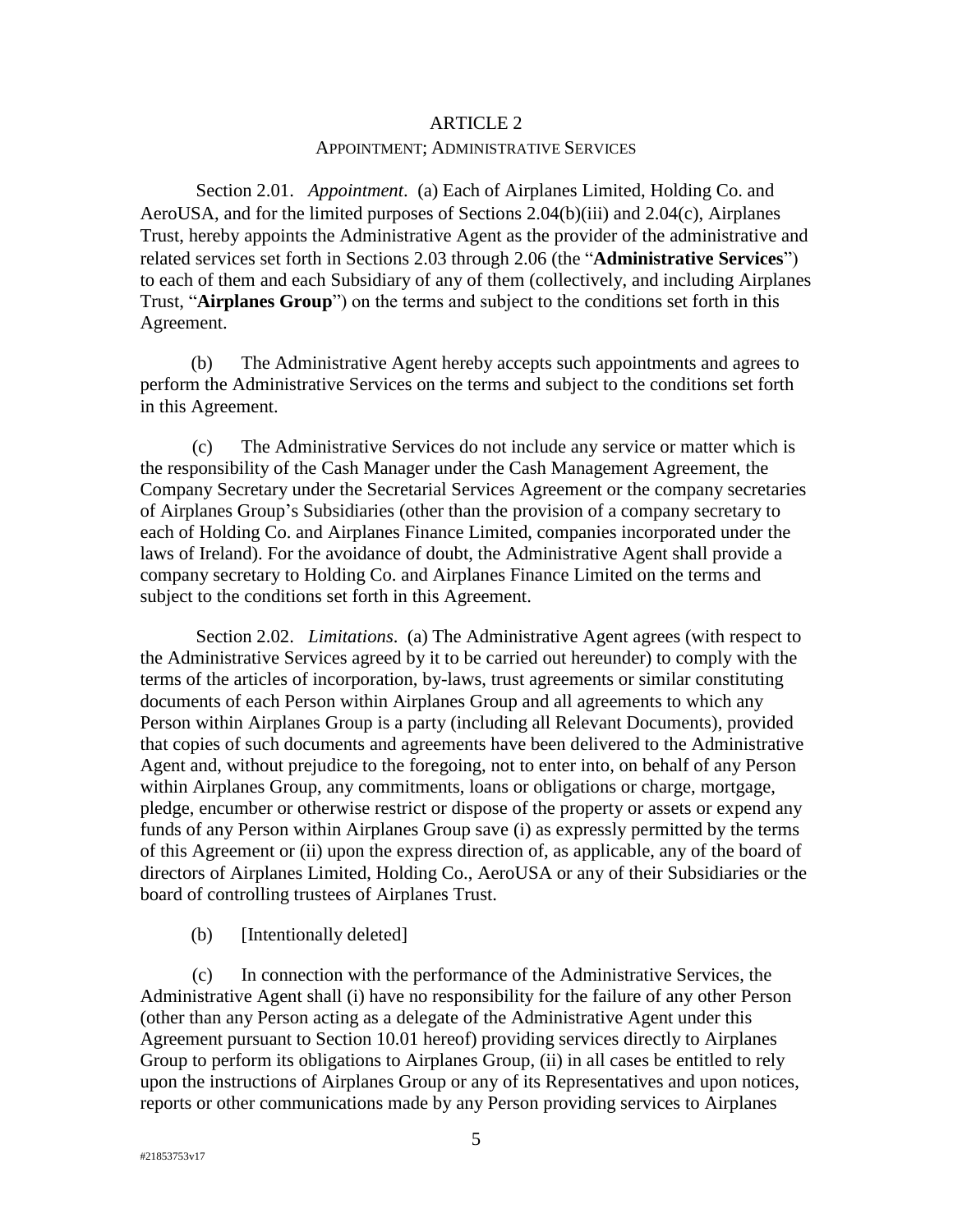## ARTICLE 2

### APPOINTMENT; ADMINISTRATIVE SERVICES

Section 2.01. *Appointment*. (a) Each of Airplanes Limited, Holding Co. and AeroUSA, and for the limited purposes of Sections 2.04(b)(iii) and 2.04(c), Airplanes Trust, hereby appoints the Administrative Agent as the provider of the administrative and related services set forth in Sections 2.03 through 2.06 (the "**Administrative Services**") to each of them and each Subsidiary of any of them (collectively, and including Airplanes Trust, "**Airplanes Group**") on the terms and subject to the conditions set forth in this Agreement.

(b) The Administrative Agent hereby accepts such appointments and agrees to perform the Administrative Services on the terms and subject to the conditions set forth in this Agreement.

(c) The Administrative Services do not include any service or matter which is the responsibility of the Cash Manager under the Cash Management Agreement, the Company Secretary under the Secretarial Services Agreement or the company secretaries of Airplanes Group's Subsidiaries (other than the provision of a company secretary to each of Holding Co. and Airplanes Finance Limited, companies incorporated under the laws of Ireland). For the avoidance of doubt, the Administrative Agent shall provide a company secretary to Holding Co. and Airplanes Finance Limited on the terms and subject to the conditions set forth in this Agreement.

Section 2.02. *Limitations*. (a) The Administrative Agent agrees (with respect to the Administrative Services agreed by it to be carried out hereunder) to comply with the terms of the articles of incorporation, by-laws, trust agreements or similar constituting documents of each Person within Airplanes Group and all agreements to which any Person within Airplanes Group is a party (including all Relevant Documents), provided that copies of such documents and agreements have been delivered to the Administrative Agent and, without prejudice to the foregoing, not to enter into, on behalf of any Person within Airplanes Group, any commitments, loans or obligations or charge, mortgage, pledge, encumber or otherwise restrict or dispose of the property or assets or expend any funds of any Person within Airplanes Group save (i) as expressly permitted by the terms of this Agreement or (ii) upon the express direction of, as applicable, any of the board of directors of Airplanes Limited, Holding Co., AeroUSA or any of their Subsidiaries or the board of controlling trustees of Airplanes Trust.

(b) [Intentionally deleted]

(c) In connection with the performance of the Administrative Services, the Administrative Agent shall (i) have no responsibility for the failure of any other Person (other than any Person acting as a delegate of the Administrative Agent under this Agreement pursuant to Section 10.01 hereof) providing services directly to Airplanes Group to perform its obligations to Airplanes Group, (ii) in all cases be entitled to rely upon the instructions of Airplanes Group or any of its Representatives and upon notices, reports or other communications made by any Person providing services to Airplanes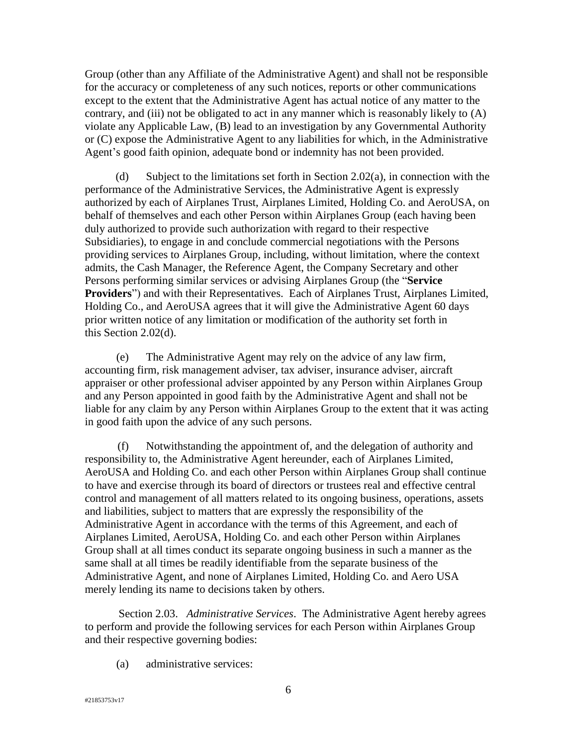Group (other than any Affiliate of the Administrative Agent) and shall not be responsible for the accuracy or completeness of any such notices, reports or other communications except to the extent that the Administrative Agent has actual notice of any matter to the contrary, and (iii) not be obligated to act in any manner which is reasonably likely to (A) violate any Applicable Law, (B) lead to an investigation by any Governmental Authority or (C) expose the Administrative Agent to any liabilities for which, in the Administrative Agent's good faith opinion, adequate bond or indemnity has not been provided.

(d) Subject to the limitations set forth in Section 2.02(a), in connection with the performance of the Administrative Services, the Administrative Agent is expressly authorized by each of Airplanes Trust, Airplanes Limited, Holding Co. and AeroUSA, on behalf of themselves and each other Person within Airplanes Group (each having been duly authorized to provide such authorization with regard to their respective Subsidiaries), to engage in and conclude commercial negotiations with the Persons providing services to Airplanes Group, including, without limitation, where the context admits, the Cash Manager, the Reference Agent, the Company Secretary and other Persons performing similar services or advising Airplanes Group (the "**Service Providers**") and with their Representatives. Each of Airplanes Trust, Airplanes Limited, Holding Co., and AeroUSA agrees that it will give the Administrative Agent 60 days prior written notice of any limitation or modification of the authority set forth in this Section 2.02(d).

(e) The Administrative Agent may rely on the advice of any law firm, accounting firm, risk management adviser, tax adviser, insurance adviser, aircraft appraiser or other professional adviser appointed by any Person within Airplanes Group and any Person appointed in good faith by the Administrative Agent and shall not be liable for any claim by any Person within Airplanes Group to the extent that it was acting in good faith upon the advice of any such persons.

(f) Notwithstanding the appointment of, and the delegation of authority and responsibility to, the Administrative Agent hereunder, each of Airplanes Limited, AeroUSA and Holding Co. and each other Person within Airplanes Group shall continue to have and exercise through its board of directors or trustees real and effective central control and management of all matters related to its ongoing business, operations, assets and liabilities, subject to matters that are expressly the responsibility of the Administrative Agent in accordance with the terms of this Agreement, and each of Airplanes Limited, AeroUSA, Holding Co. and each other Person within Airplanes Group shall at all times conduct its separate ongoing business in such a manner as the same shall at all times be readily identifiable from the separate business of the Administrative Agent, and none of Airplanes Limited, Holding Co. and Aero USA merely lending its name to decisions taken by others.

Section 2.03. *Administrative Services*. The Administrative Agent hereby agrees to perform and provide the following services for each Person within Airplanes Group and their respective governing bodies:

(a) administrative services: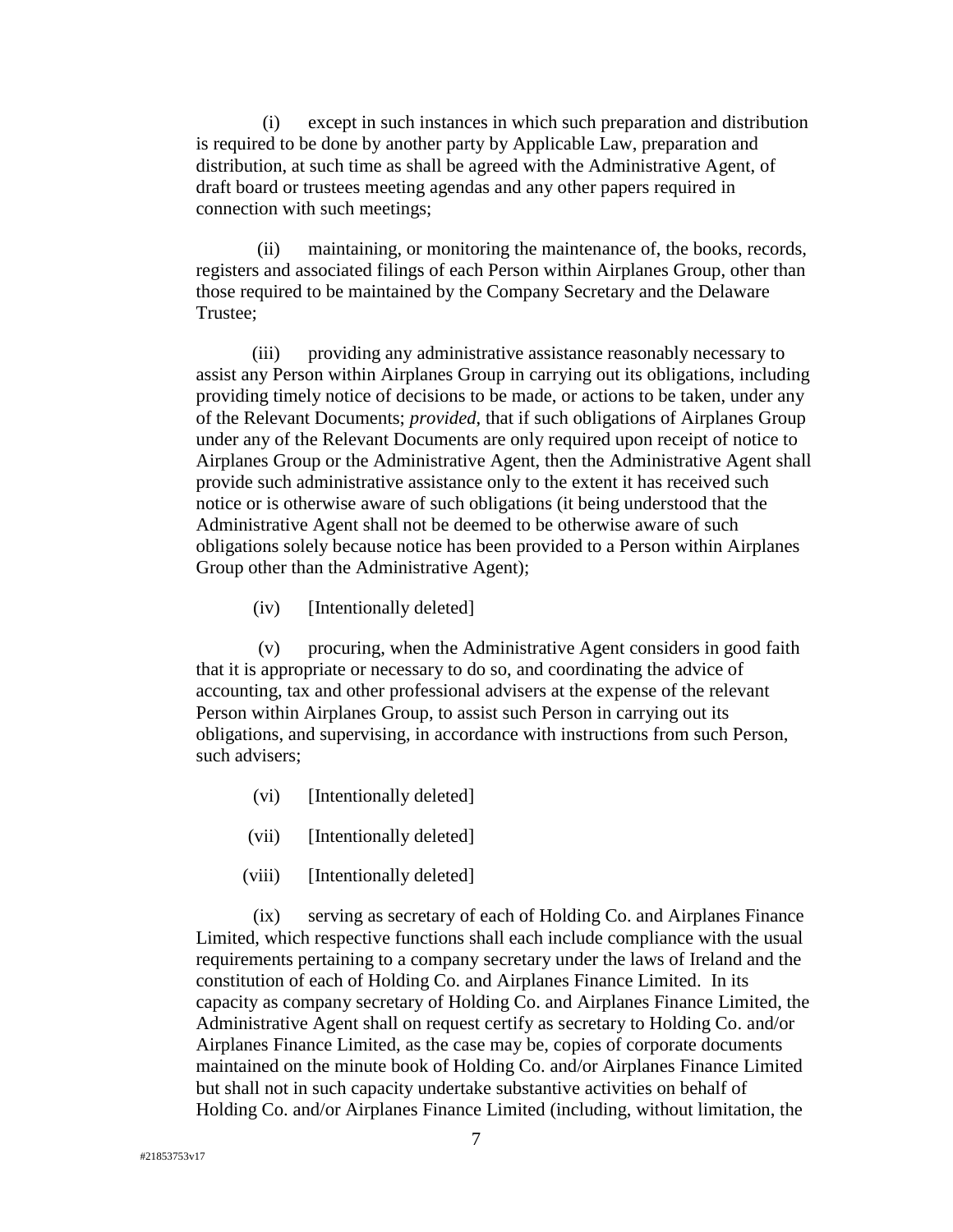(i) except in such instances in which such preparation and distribution is required to be done by another party by Applicable Law, preparation and distribution, at such time as shall be agreed with the Administrative Agent, of draft board or trustees meeting agendas and any other papers required in connection with such meetings;

(ii) maintaining, or monitoring the maintenance of, the books, records, registers and associated filings of each Person within Airplanes Group, other than those required to be maintained by the Company Secretary and the Delaware Trustee;

(iii) providing any administrative assistance reasonably necessary to assist any Person within Airplanes Group in carrying out its obligations, including providing timely notice of decisions to be made, or actions to be taken, under any of the Relevant Documents; *provided*, that if such obligations of Airplanes Group under any of the Relevant Documents are only required upon receipt of notice to Airplanes Group or the Administrative Agent, then the Administrative Agent shall provide such administrative assistance only to the extent it has received such notice or is otherwise aware of such obligations (it being understood that the Administrative Agent shall not be deemed to be otherwise aware of such obligations solely because notice has been provided to a Person within Airplanes Group other than the Administrative Agent);

(iv) [Intentionally deleted]

(v) procuring, when the Administrative Agent considers in good faith that it is appropriate or necessary to do so, and coordinating the advice of accounting, tax and other professional advisers at the expense of the relevant Person within Airplanes Group, to assist such Person in carrying out its obligations, and supervising, in accordance with instructions from such Person, such advisers;

(vi) [Intentionally deleted]

(vii) [Intentionally deleted]

(viii) [Intentionally deleted]

(ix) serving as secretary of each of Holding Co. and Airplanes Finance Limited, which respective functions shall each include compliance with the usual requirements pertaining to a company secretary under the laws of Ireland and the constitution of each of Holding Co. and Airplanes Finance Limited. In its capacity as company secretary of Holding Co. and Airplanes Finance Limited, the Administrative Agent shall on request certify as secretary to Holding Co. and/or Airplanes Finance Limited, as the case may be, copies of corporate documents maintained on the minute book of Holding Co. and/or Airplanes Finance Limited but shall not in such capacity undertake substantive activities on behalf of Holding Co. and/or Airplanes Finance Limited (including, without limitation, the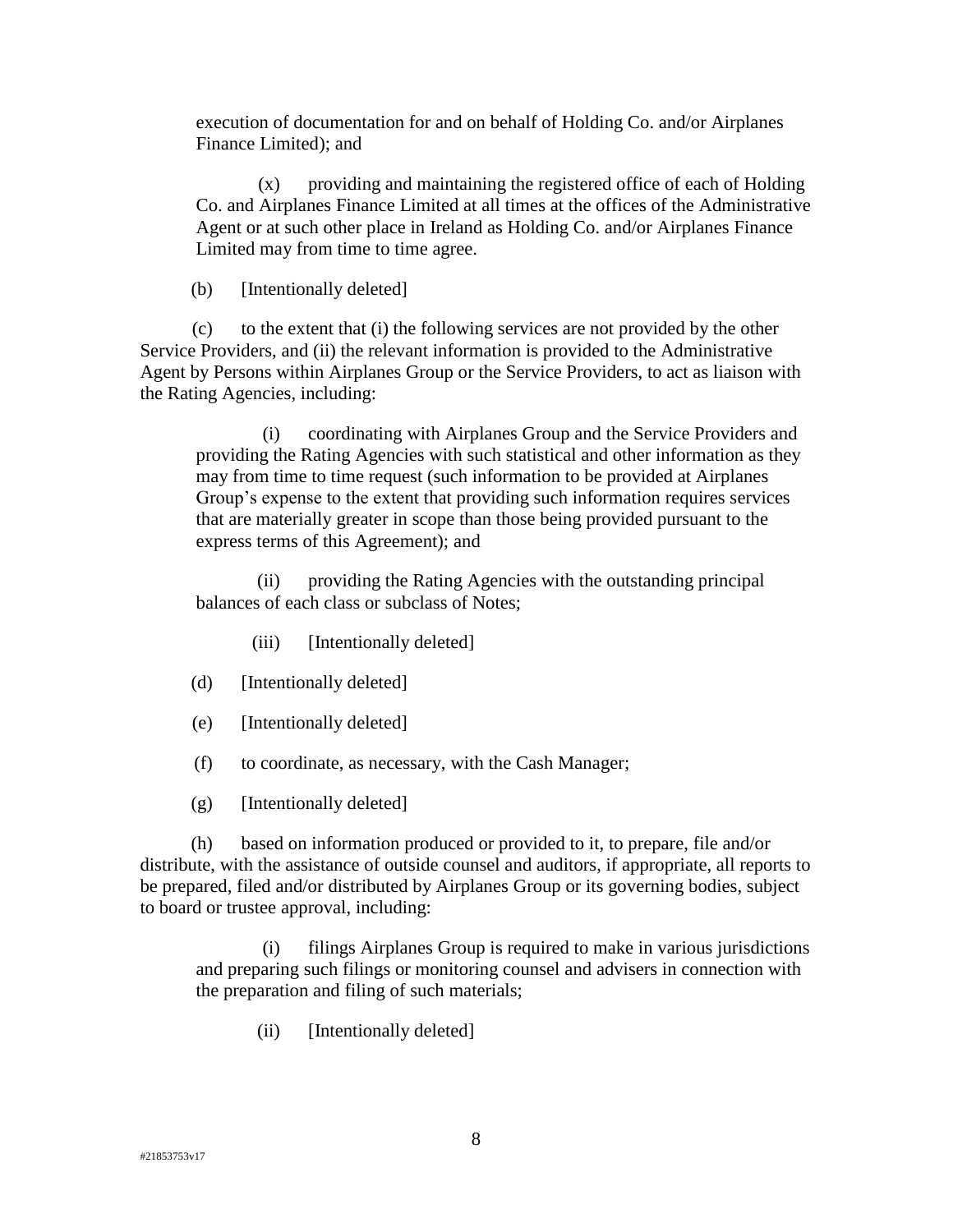execution of documentation for and on behalf of Holding Co. and/or Airplanes Finance Limited); and

(x) providing and maintaining the registered office of each of Holding Co. and Airplanes Finance Limited at all times at the offices of the Administrative Agent or at such other place in Ireland as Holding Co. and/or Airplanes Finance Limited may from time to time agree.

(b) [Intentionally deleted]

(c) to the extent that (i) the following services are not provided by the other Service Providers, and (ii) the relevant information is provided to the Administrative Agent by Persons within Airplanes Group or the Service Providers, to act as liaison with the Rating Agencies, including:

(i) coordinating with Airplanes Group and the Service Providers and providing the Rating Agencies with such statistical and other information as they may from time to time request (such information to be provided at Airplanes Group's expense to the extent that providing such information requires services that are materially greater in scope than those being provided pursuant to the express terms of this Agreement); and

(ii) providing the Rating Agencies with the outstanding principal balances of each class or subclass of Notes;

(iii) [Intentionally deleted]

(d) [Intentionally deleted]

(e) [Intentionally deleted]

(f) to coordinate, as necessary, with the Cash Manager;

(g) [Intentionally deleted]

(h) based on information produced or provided to it, to prepare, file and/or distribute, with the assistance of outside counsel and auditors, if appropriate, all reports to be prepared, filed and/or distributed by Airplanes Group or its governing bodies, subject to board or trustee approval, including:

(i) filings Airplanes Group is required to make in various jurisdictions and preparing such filings or monitoring counsel and advisers in connection with the preparation and filing of such materials;

(ii) [Intentionally deleted]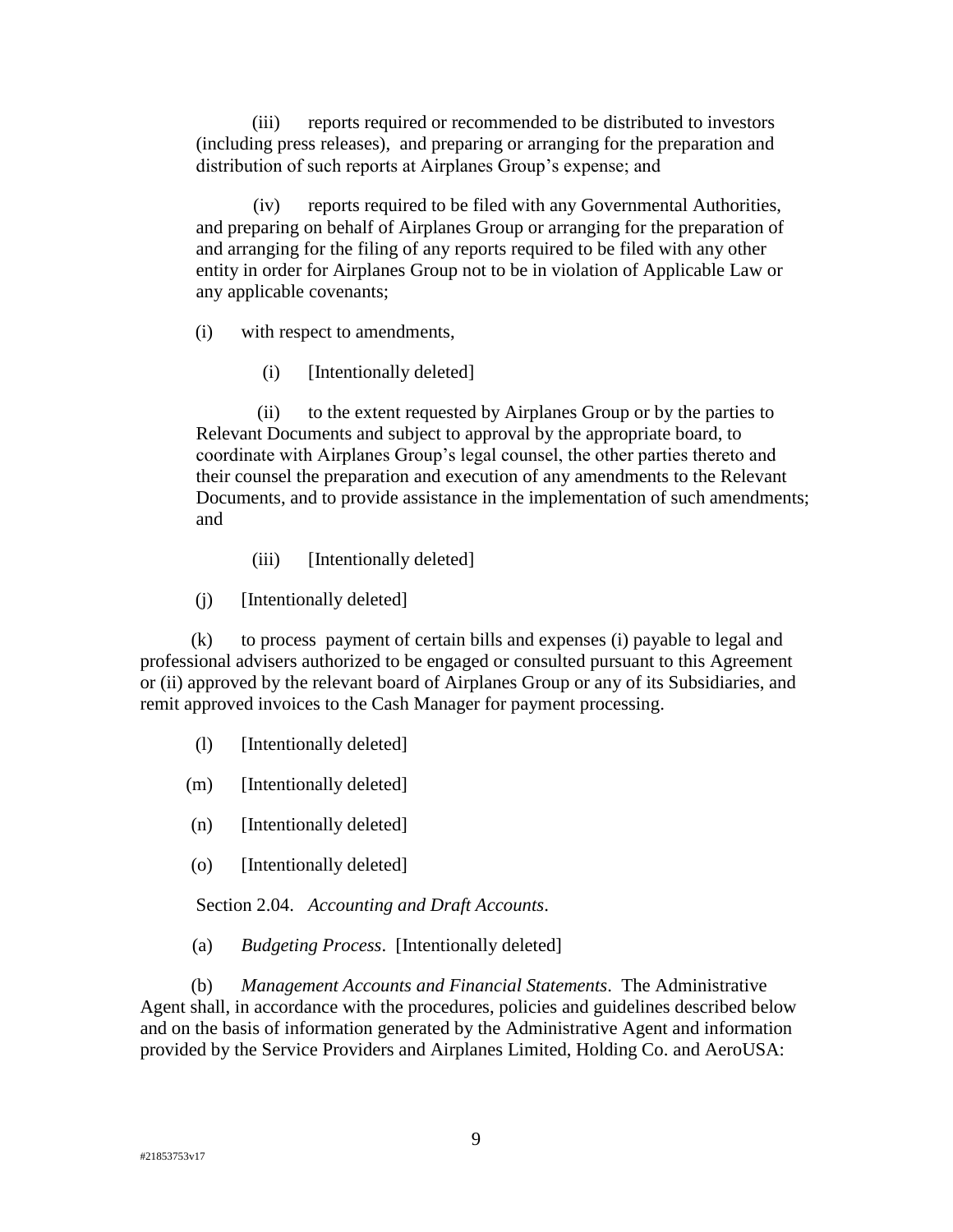(iii) reports required or recommended to be distributed to investors (including press releases), and preparing or arranging for the preparation and distribution of such reports at Airplanes Group's expense; and

(iv) reports required to be filed with any Governmental Authorities, and preparing on behalf of Airplanes Group or arranging for the preparation of and arranging for the filing of any reports required to be filed with any other entity in order for Airplanes Group not to be in violation of Applicable Law or any applicable covenants;

(i) with respect to amendments,

(i) [Intentionally deleted]

(ii) to the extent requested by Airplanes Group or by the parties to Relevant Documents and subject to approval by the appropriate board, to coordinate with Airplanes Group's legal counsel, the other parties thereto and their counsel the preparation and execution of any amendments to the Relevant Documents, and to provide assistance in the implementation of such amendments; and

(iii) [Intentionally deleted]

(j) [Intentionally deleted]

(k) to process payment of certain bills and expenses (i) payable to legal and professional advisers authorized to be engaged or consulted pursuant to this Agreement or (ii) approved by the relevant board of Airplanes Group or any of its Subsidiaries, and remit approved invoices to the Cash Manager for payment processing.

(l) [Intentionally deleted]

(m) [Intentionally deleted]

(n) [Intentionally deleted]

(o) [Intentionally deleted]

Section 2.04. *Accounting and Draft Accounts*.

(a) *Budgeting Process*. [Intentionally deleted]

(b) *Management Accounts and Financial Statements*. The Administrative Agent shall, in accordance with the procedures, policies and guidelines described below and on the basis of information generated by the Administrative Agent and information provided by the Service Providers and Airplanes Limited, Holding Co. and AeroUSA: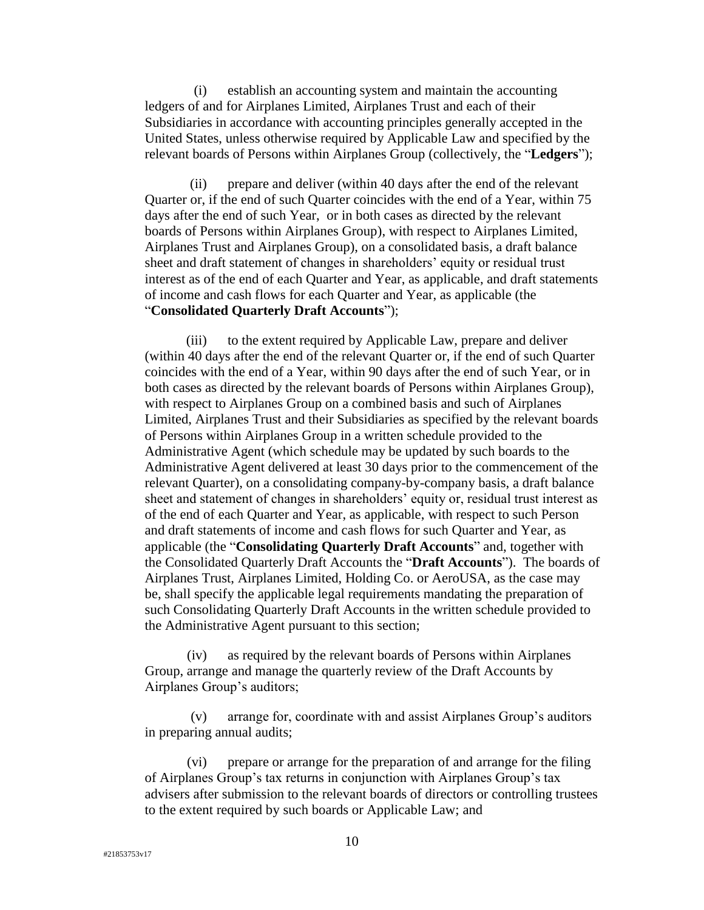(i) establish an accounting system and maintain the accounting ledgers of and for Airplanes Limited, Airplanes Trust and each of their Subsidiaries in accordance with accounting principles generally accepted in the United States, unless otherwise required by Applicable Law and specified by the relevant boards of Persons within Airplanes Group (collectively, the "**Ledgers**");

(ii) prepare and deliver (within 40 days after the end of the relevant Quarter or, if the end of such Quarter coincides with the end of a Year, within 75 days after the end of such Year, or in both cases as directed by the relevant boards of Persons within Airplanes Group), with respect to Airplanes Limited, Airplanes Trust and Airplanes Group), on a consolidated basis, a draft balance sheet and draft statement of changes in shareholders' equity or residual trust interest as of the end of each Quarter and Year, as applicable, and draft statements of income and cash flows for each Quarter and Year, as applicable (the "**Consolidated Quarterly Draft Accounts**");

(iii) to the extent required by Applicable Law, prepare and deliver (within 40 days after the end of the relevant Quarter or, if the end of such Quarter coincides with the end of a Year, within 90 days after the end of such Year, or in both cases as directed by the relevant boards of Persons within Airplanes Group), with respect to Airplanes Group on a combined basis and such of Airplanes Limited, Airplanes Trust and their Subsidiaries as specified by the relevant boards of Persons within Airplanes Group in a written schedule provided to the Administrative Agent (which schedule may be updated by such boards to the Administrative Agent delivered at least 30 days prior to the commencement of the relevant Quarter), on a consolidating company-by-company basis, a draft balance sheet and statement of changes in shareholders' equity or, residual trust interest as of the end of each Quarter and Year, as applicable, with respect to such Person and draft statements of income and cash flows for such Quarter and Year, as applicable (the "**Consolidating Quarterly Draft Accounts**" and, together with the Consolidated Quarterly Draft Accounts the "**Draft Accounts**"). The boards of Airplanes Trust, Airplanes Limited, Holding Co. or AeroUSA, as the case may be, shall specify the applicable legal requirements mandating the preparation of such Consolidating Quarterly Draft Accounts in the written schedule provided to the Administrative Agent pursuant to this section;

(iv) as required by the relevant boards of Persons within Airplanes Group, arrange and manage the quarterly review of the Draft Accounts by Airplanes Group's auditors;

(v) arrange for, coordinate with and assist Airplanes Group's auditors in preparing annual audits;

(vi) prepare or arrange for the preparation of and arrange for the filing of Airplanes Group's tax returns in conjunction with Airplanes Group's tax advisers after submission to the relevant boards of directors or controlling trustees to the extent required by such boards or Applicable Law; and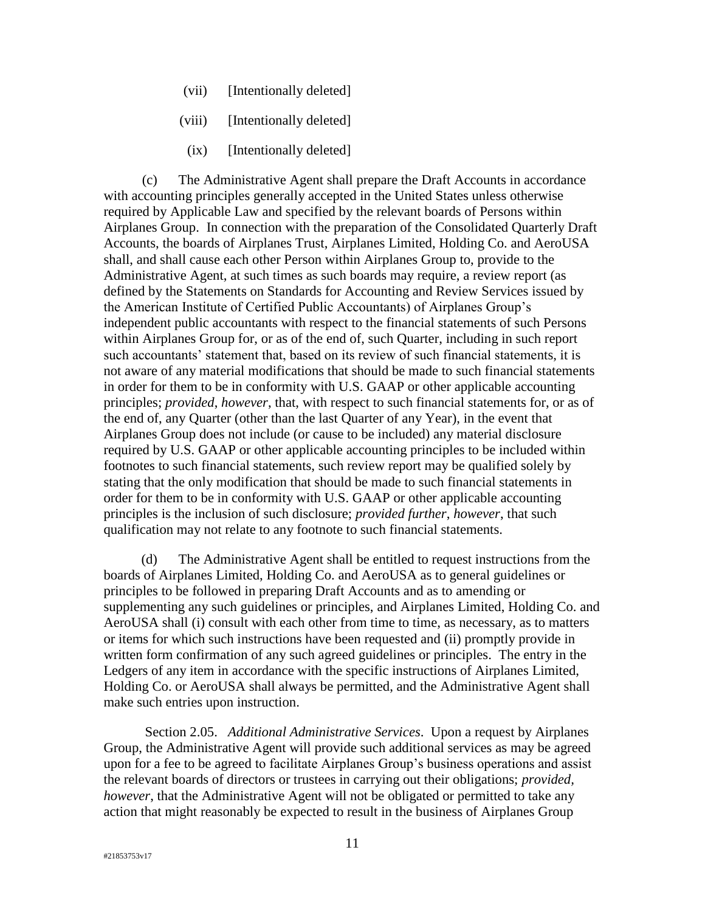(vii) [Intentionally deleted]

(viii) [Intentionally deleted]

(ix) [Intentionally deleted]

(c) The Administrative Agent shall prepare the Draft Accounts in accordance with accounting principles generally accepted in the United States unless otherwise required by Applicable Law and specified by the relevant boards of Persons within Airplanes Group. In connection with the preparation of the Consolidated Quarterly Draft Accounts, the boards of Airplanes Trust, Airplanes Limited, Holding Co. and AeroUSA shall, and shall cause each other Person within Airplanes Group to, provide to the Administrative Agent, at such times as such boards may require, a review report (as defined by the Statements on Standards for Accounting and Review Services issued by the American Institute of Certified Public Accountants) of Airplanes Group's independent public accountants with respect to the financial statements of such Persons within Airplanes Group for, or as of the end of, such Quarter, including in such report such accountants' statement that, based on its review of such financial statements, it is not aware of any material modifications that should be made to such financial statements in order for them to be in conformity with U.S. GAAP or other applicable accounting principles; *provided*, *however*, that, with respect to such financial statements for, or as of the end of, any Quarter (other than the last Quarter of any Year), in the event that Airplanes Group does not include (or cause to be included) any material disclosure required by U.S. GAAP or other applicable accounting principles to be included within footnotes to such financial statements, such review report may be qualified solely by stating that the only modification that should be made to such financial statements in order for them to be in conformity with U.S. GAAP or other applicable accounting principles is the inclusion of such disclosure; *provided further*, *however*, that such qualification may not relate to any footnote to such financial statements.

(d) The Administrative Agent shall be entitled to request instructions from the boards of Airplanes Limited, Holding Co. and AeroUSA as to general guidelines or principles to be followed in preparing Draft Accounts and as to amending or supplementing any such guidelines or principles, and Airplanes Limited, Holding Co. and AeroUSA shall (i) consult with each other from time to time, as necessary, as to matters or items for which such instructions have been requested and (ii) promptly provide in written form confirmation of any such agreed guidelines or principles. The entry in the Ledgers of any item in accordance with the specific instructions of Airplanes Limited, Holding Co. or AeroUSA shall always be permitted, and the Administrative Agent shall make such entries upon instruction.

Section 2.05. *Additional Administrative Services*. Upon a request by Airplanes Group, the Administrative Agent will provide such additional services as may be agreed upon for a fee to be agreed to facilitate Airplanes Group's business operations and assist the relevant boards of directors or trustees in carrying out their obligations; *provided, however*, that the Administrative Agent will not be obligated or permitted to take any action that might reasonably be expected to result in the business of Airplanes Group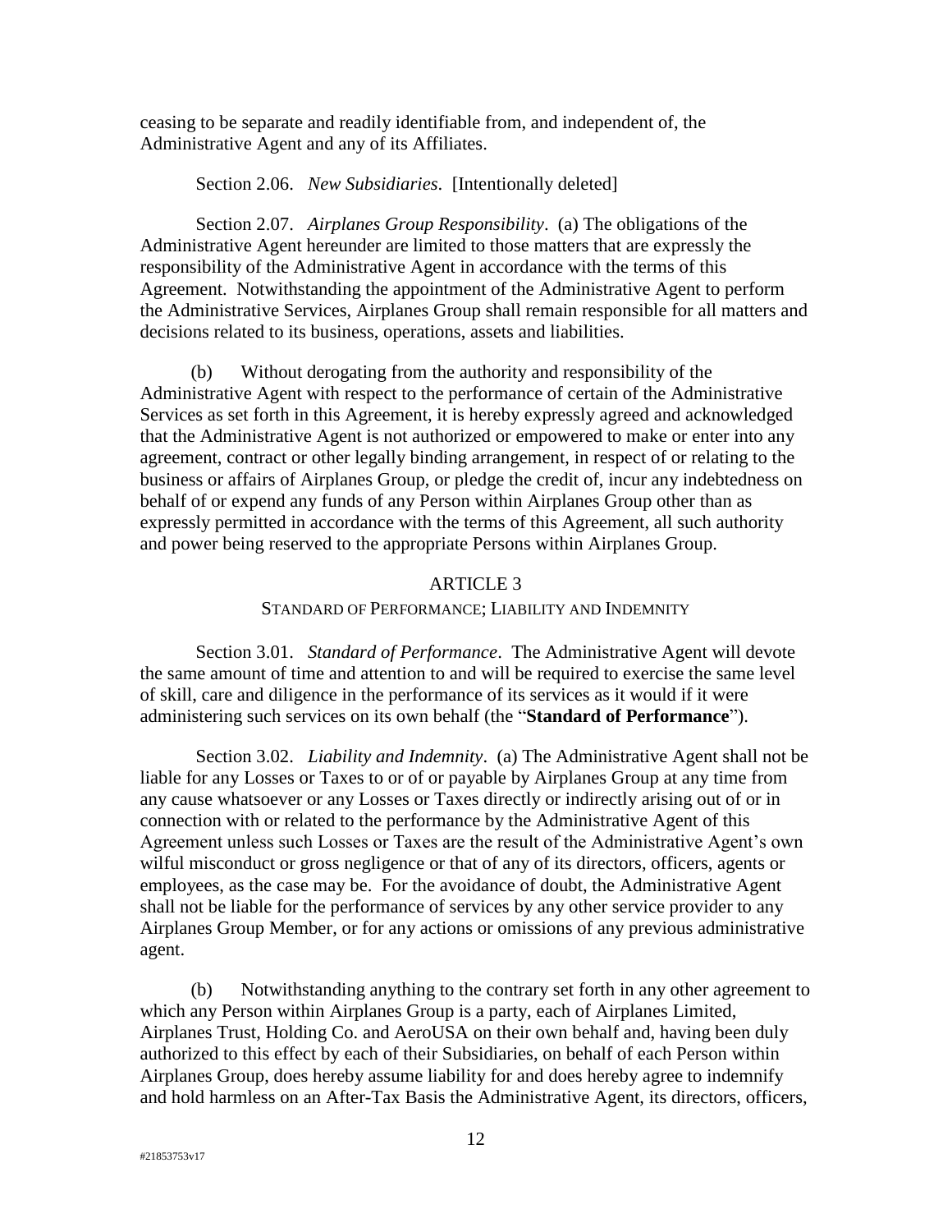ceasing to be separate and readily identifiable from, and independent of, the Administrative Agent and any of its Affiliates.

Section 2.06. *New Subsidiaries*. [Intentionally deleted]

Section 2.07. *Airplanes Group Responsibility*. (a) The obligations of the Administrative Agent hereunder are limited to those matters that are expressly the responsibility of the Administrative Agent in accordance with the terms of this Agreement. Notwithstanding the appointment of the Administrative Agent to perform the Administrative Services, Airplanes Group shall remain responsible for all matters and decisions related to its business, operations, assets and liabilities.

(b) Without derogating from the authority and responsibility of the Administrative Agent with respect to the performance of certain of the Administrative Services as set forth in this Agreement, it is hereby expressly agreed and acknowledged that the Administrative Agent is not authorized or empowered to make or enter into any agreement, contract or other legally binding arrangement, in respect of or relating to the business or affairs of Airplanes Group, or pledge the credit of, incur any indebtedness on behalf of or expend any funds of any Person within Airplanes Group other than as expressly permitted in accordance with the terms of this Agreement, all such authority and power being reserved to the appropriate Persons within Airplanes Group.

## ARTICLE 3

## STANDARD OF PERFORMANCE; LIABILITY AND INDEMNITY

Section 3.01. *Standard of Performance*. The Administrative Agent will devote the same amount of time and attention to and will be required to exercise the same level of skill, care and diligence in the performance of its services as it would if it were administering such services on its own behalf (the "**Standard of Performance**").

Section 3.02. *Liability and Indemnity*. (a) The Administrative Agent shall not be liable for any Losses or Taxes to or of or payable by Airplanes Group at any time from any cause whatsoever or any Losses or Taxes directly or indirectly arising out of or in connection with or related to the performance by the Administrative Agent of this Agreement unless such Losses or Taxes are the result of the Administrative Agent's own wilful misconduct or gross negligence or that of any of its directors, officers, agents or employees, as the case may be. For the avoidance of doubt, the Administrative Agent shall not be liable for the performance of services by any other service provider to any Airplanes Group Member, or for any actions or omissions of any previous administrative agent.

(b) Notwithstanding anything to the contrary set forth in any other agreement to which any Person within Airplanes Group is a party, each of Airplanes Limited, Airplanes Trust, Holding Co. and AeroUSA on their own behalf and, having been duly authorized to this effect by each of their Subsidiaries, on behalf of each Person within Airplanes Group, does hereby assume liability for and does hereby agree to indemnify and hold harmless on an After-Tax Basis the Administrative Agent, its directors, officers,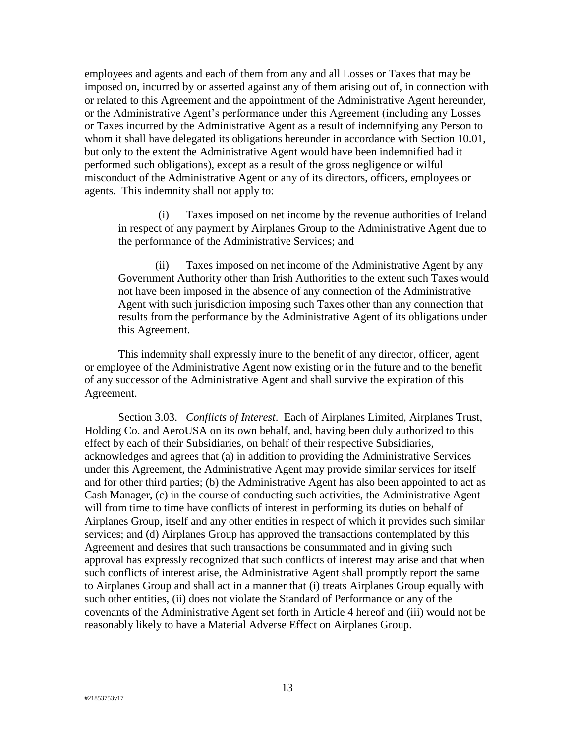employees and agents and each of them from any and all Losses or Taxes that may be imposed on, incurred by or asserted against any of them arising out of, in connection with or related to this Agreement and the appointment of the Administrative Agent hereunder, or the Administrative Agent's performance under this Agreement (including any Losses or Taxes incurred by the Administrative Agent as a result of indemnifying any Person to whom it shall have delegated its obligations hereunder in accordance with Section 10.01, but only to the extent the Administrative Agent would have been indemnified had it performed such obligations), except as a result of the gross negligence or wilful misconduct of the Administrative Agent or any of its directors, officers, employees or agents. This indemnity shall not apply to:

(i) Taxes imposed on net income by the revenue authorities of Ireland in respect of any payment by Airplanes Group to the Administrative Agent due to the performance of the Administrative Services; and

(ii) Taxes imposed on net income of the Administrative Agent by any Government Authority other than Irish Authorities to the extent such Taxes would not have been imposed in the absence of any connection of the Administrative Agent with such jurisdiction imposing such Taxes other than any connection that results from the performance by the Administrative Agent of its obligations under this Agreement.

This indemnity shall expressly inure to the benefit of any director, officer, agent or employee of the Administrative Agent now existing or in the future and to the benefit of any successor of the Administrative Agent and shall survive the expiration of this Agreement.

Section 3.03. *Conflicts of Interest*. Each of Airplanes Limited, Airplanes Trust, Holding Co. and AeroUSA on its own behalf, and, having been duly authorized to this effect by each of their Subsidiaries, on behalf of their respective Subsidiaries, acknowledges and agrees that (a) in addition to providing the Administrative Services under this Agreement, the Administrative Agent may provide similar services for itself and for other third parties; (b) the Administrative Agent has also been appointed to act as Cash Manager, (c) in the course of conducting such activities, the Administrative Agent will from time to time have conflicts of interest in performing its duties on behalf of Airplanes Group, itself and any other entities in respect of which it provides such similar services; and (d) Airplanes Group has approved the transactions contemplated by this Agreement and desires that such transactions be consummated and in giving such approval has expressly recognized that such conflicts of interest may arise and that when such conflicts of interest arise, the Administrative Agent shall promptly report the same to Airplanes Group and shall act in a manner that (i) treats Airplanes Group equally with such other entities, (ii) does not violate the Standard of Performance or any of the covenants of the Administrative Agent set forth in Article 4 hereof and (iii) would not be reasonably likely to have a Material Adverse Effect on Airplanes Group.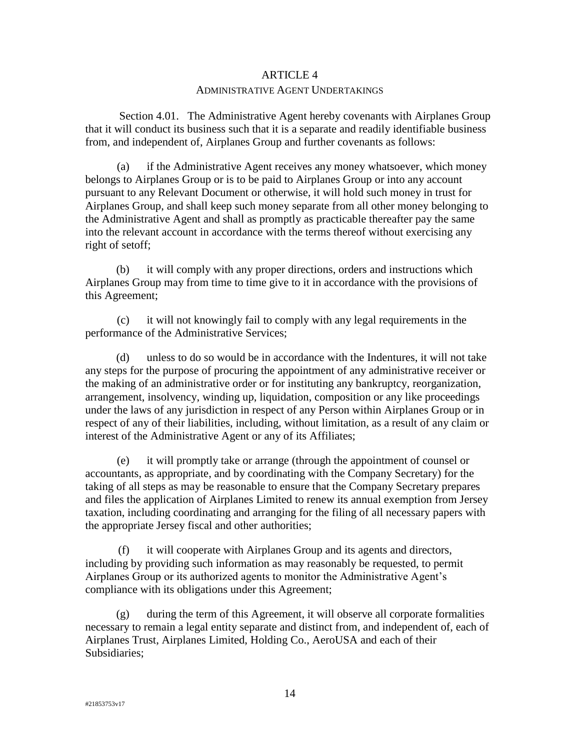# ARTICLE 4

## ADMINISTRATIVE AGENT UNDERTAKINGS

Section 4.01. The Administrative Agent hereby covenants with Airplanes Group that it will conduct its business such that it is a separate and readily identifiable business from, and independent of, Airplanes Group and further covenants as follows:

(a) if the Administrative Agent receives any money whatsoever, which money belongs to Airplanes Group or is to be paid to Airplanes Group or into any account pursuant to any Relevant Document or otherwise, it will hold such money in trust for Airplanes Group, and shall keep such money separate from all other money belonging to the Administrative Agent and shall as promptly as practicable thereafter pay the same into the relevant account in accordance with the terms thereof without exercising any right of setoff;

(b) it will comply with any proper directions, orders and instructions which Airplanes Group may from time to time give to it in accordance with the provisions of this Agreement;

(c) it will not knowingly fail to comply with any legal requirements in the performance of the Administrative Services;

(d) unless to do so would be in accordance with the Indentures, it will not take any steps for the purpose of procuring the appointment of any administrative receiver or the making of an administrative order or for instituting any bankruptcy, reorganization, arrangement, insolvency, winding up, liquidation, composition or any like proceedings under the laws of any jurisdiction in respect of any Person within Airplanes Group or in respect of any of their liabilities, including, without limitation, as a result of any claim or interest of the Administrative Agent or any of its Affiliates;

(e) it will promptly take or arrange (through the appointment of counsel or accountants, as appropriate, and by coordinating with the Company Secretary) for the taking of all steps as may be reasonable to ensure that the Company Secretary prepares and files the application of Airplanes Limited to renew its annual exemption from Jersey taxation, including coordinating and arranging for the filing of all necessary papers with the appropriate Jersey fiscal and other authorities;

(f) it will cooperate with Airplanes Group and its agents and directors, including by providing such information as may reasonably be requested, to permit Airplanes Group or its authorized agents to monitor the Administrative Agent's compliance with its obligations under this Agreement;

(g) during the term of this Agreement, it will observe all corporate formalities necessary to remain a legal entity separate and distinct from, and independent of, each of Airplanes Trust, Airplanes Limited, Holding Co., AeroUSA and each of their Subsidiaries;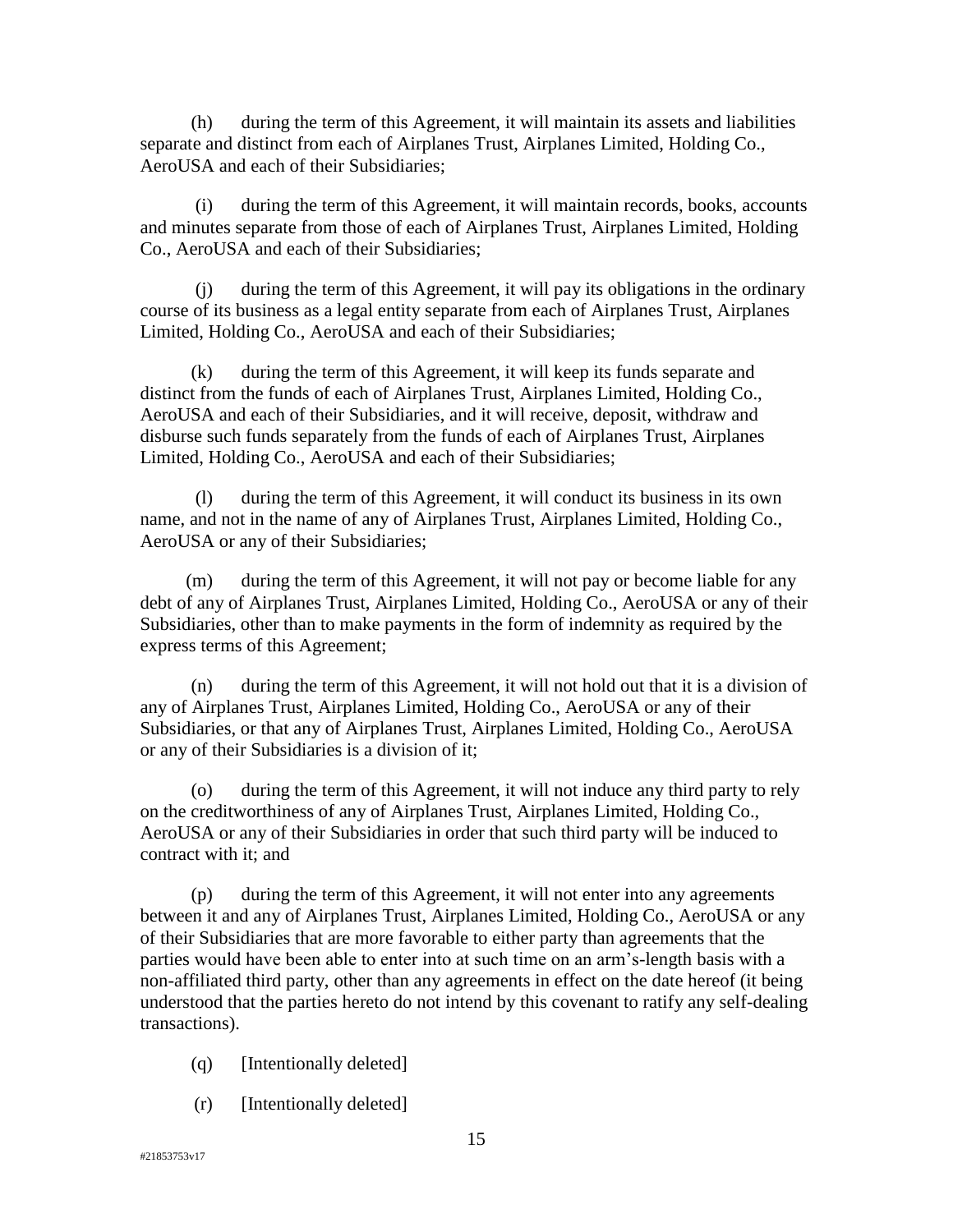(h) during the term of this Agreement, it will maintain its assets and liabilities separate and distinct from each of Airplanes Trust, Airplanes Limited, Holding Co., AeroUSA and each of their Subsidiaries;

(i) during the term of this Agreement, it will maintain records, books, accounts and minutes separate from those of each of Airplanes Trust, Airplanes Limited, Holding Co., AeroUSA and each of their Subsidiaries;

(j) during the term of this Agreement, it will pay its obligations in the ordinary course of its business as a legal entity separate from each of Airplanes Trust, Airplanes Limited, Holding Co., AeroUSA and each of their Subsidiaries;

(k) during the term of this Agreement, it will keep its funds separate and distinct from the funds of each of Airplanes Trust, Airplanes Limited, Holding Co., AeroUSA and each of their Subsidiaries, and it will receive, deposit, withdraw and disburse such funds separately from the funds of each of Airplanes Trust, Airplanes Limited, Holding Co., AeroUSA and each of their Subsidiaries;

(l) during the term of this Agreement, it will conduct its business in its own name, and not in the name of any of Airplanes Trust, Airplanes Limited, Holding Co., AeroUSA or any of their Subsidiaries;

(m) during the term of this Agreement, it will not pay or become liable for any debt of any of Airplanes Trust, Airplanes Limited, Holding Co., AeroUSA or any of their Subsidiaries, other than to make payments in the form of indemnity as required by the express terms of this Agreement;

(n) during the term of this Agreement, it will not hold out that it is a division of any of Airplanes Trust, Airplanes Limited, Holding Co., AeroUSA or any of their Subsidiaries, or that any of Airplanes Trust, Airplanes Limited, Holding Co., AeroUSA or any of their Subsidiaries is a division of it;

(o) during the term of this Agreement, it will not induce any third party to rely on the creditworthiness of any of Airplanes Trust, Airplanes Limited, Holding Co., AeroUSA or any of their Subsidiaries in order that such third party will be induced to contract with it; and

(p) during the term of this Agreement, it will not enter into any agreements between it and any of Airplanes Trust, Airplanes Limited, Holding Co., AeroUSA or any of their Subsidiaries that are more favorable to either party than agreements that the parties would have been able to enter into at such time on an arm's-length basis with a non-affiliated third party, other than any agreements in effect on the date hereof (it being understood that the parties hereto do not intend by this covenant to ratify any self-dealing transactions).

(q) [Intentionally deleted]

(r) [Intentionally deleted]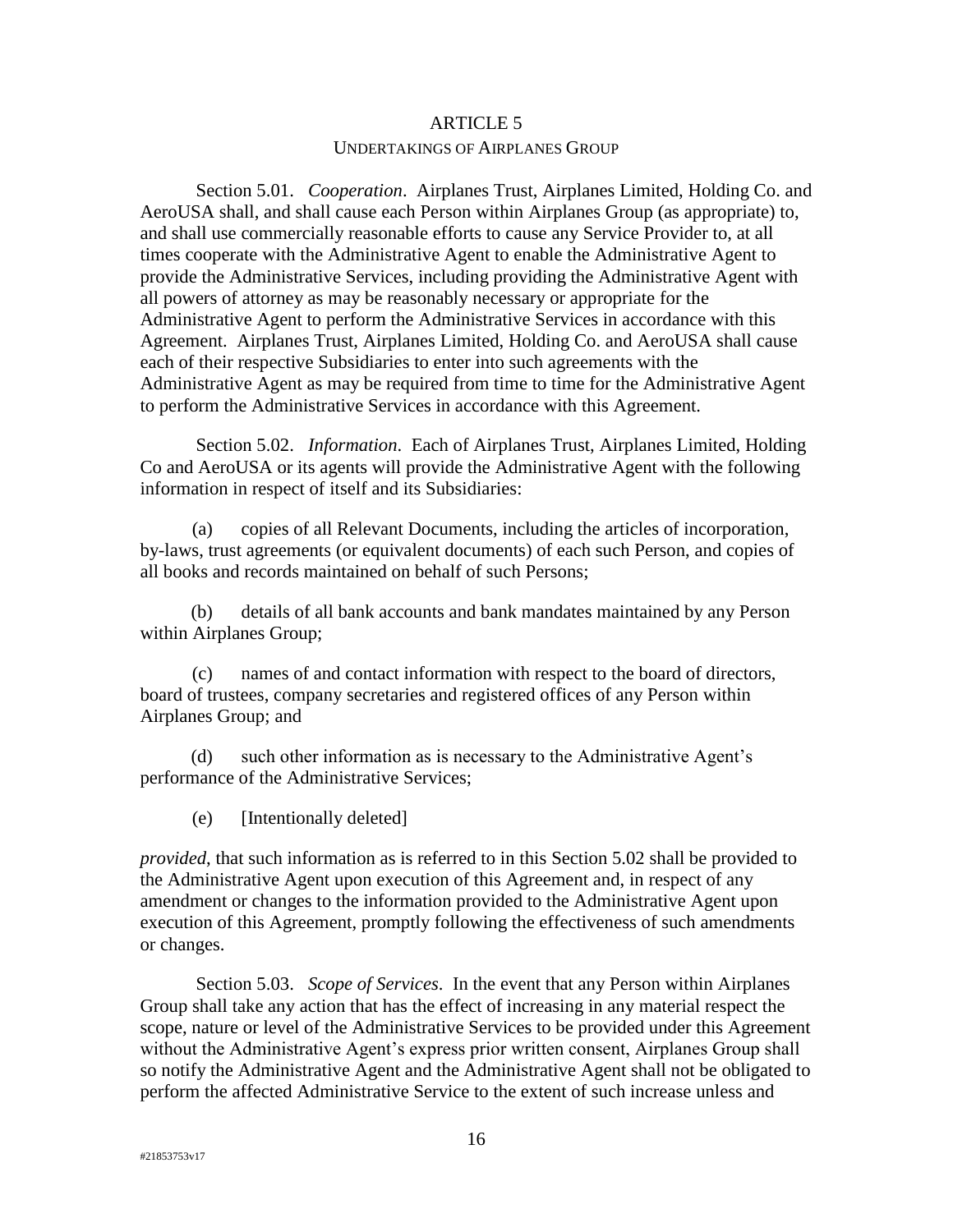## ARTICLE 5

### UNDERTAKINGS OF AIRPLANES GROUP

Section 5.01. *Cooperation*. Airplanes Trust, Airplanes Limited, Holding Co. and AeroUSA shall, and shall cause each Person within Airplanes Group (as appropriate) to, and shall use commercially reasonable efforts to cause any Service Provider to, at all times cooperate with the Administrative Agent to enable the Administrative Agent to provide the Administrative Services, including providing the Administrative Agent with all powers of attorney as may be reasonably necessary or appropriate for the Administrative Agent to perform the Administrative Services in accordance with this Agreement. Airplanes Trust, Airplanes Limited, Holding Co. and AeroUSA shall cause each of their respective Subsidiaries to enter into such agreements with the Administrative Agent as may be required from time to time for the Administrative Agent to perform the Administrative Services in accordance with this Agreement.

Section 5.02. *Information*. Each of Airplanes Trust, Airplanes Limited, Holding Co and AeroUSA or its agents will provide the Administrative Agent with the following information in respect of itself and its Subsidiaries:

(a) copies of all Relevant Documents, including the articles of incorporation, by-laws, trust agreements (or equivalent documents) of each such Person, and copies of all books and records maintained on behalf of such Persons;

(b) details of all bank accounts and bank mandates maintained by any Person within Airplanes Group;

(c) names of and contact information with respect to the board of directors, board of trustees, company secretaries and registered offices of any Person within Airplanes Group; and

(d) such other information as is necessary to the Administrative Agent's performance of the Administrative Services;

(e) [Intentionally deleted]

*provided*, that such information as is referred to in this Section 5.02 shall be provided to the Administrative Agent upon execution of this Agreement and, in respect of any amendment or changes to the information provided to the Administrative Agent upon execution of this Agreement, promptly following the effectiveness of such amendments or changes.

Section 5.03. *Scope of Services*. In the event that any Person within Airplanes Group shall take any action that has the effect of increasing in any material respect the scope, nature or level of the Administrative Services to be provided under this Agreement without the Administrative Agent's express prior written consent, Airplanes Group shall so notify the Administrative Agent and the Administrative Agent shall not be obligated to perform the affected Administrative Service to the extent of such increase unless and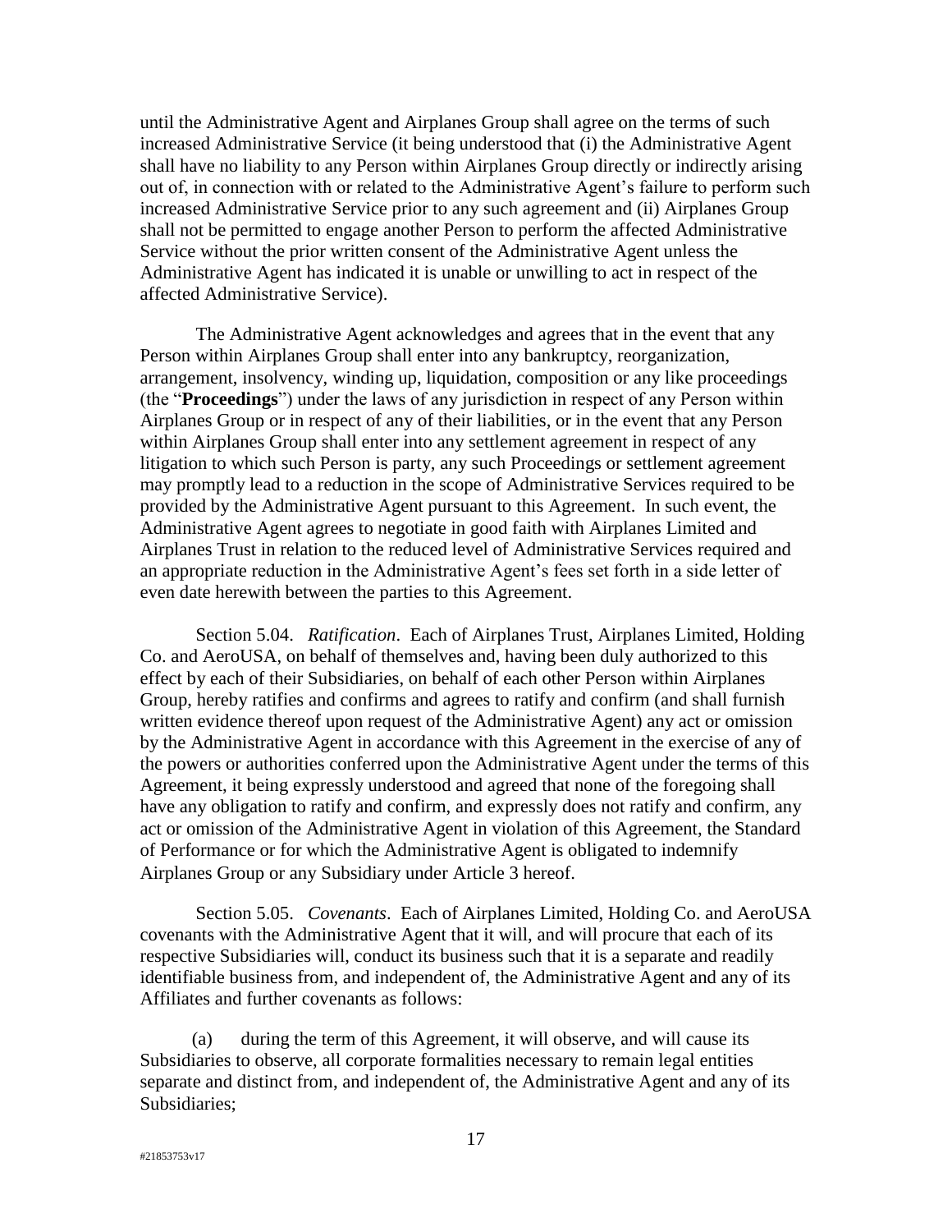until the Administrative Agent and Airplanes Group shall agree on the terms of such increased Administrative Service (it being understood that (i) the Administrative Agent shall have no liability to any Person within Airplanes Group directly or indirectly arising out of, in connection with or related to the Administrative Agent's failure to perform such increased Administrative Service prior to any such agreement and (ii) Airplanes Group shall not be permitted to engage another Person to perform the affected Administrative Service without the prior written consent of the Administrative Agent unless the Administrative Agent has indicated it is unable or unwilling to act in respect of the affected Administrative Service).

The Administrative Agent acknowledges and agrees that in the event that any Person within Airplanes Group shall enter into any bankruptcy, reorganization, arrangement, insolvency, winding up, liquidation, composition or any like proceedings (the "**Proceedings**") under the laws of any jurisdiction in respect of any Person within Airplanes Group or in respect of any of their liabilities, or in the event that any Person within Airplanes Group shall enter into any settlement agreement in respect of any litigation to which such Person is party, any such Proceedings or settlement agreement may promptly lead to a reduction in the scope of Administrative Services required to be provided by the Administrative Agent pursuant to this Agreement. In such event, the Administrative Agent agrees to negotiate in good faith with Airplanes Limited and Airplanes Trust in relation to the reduced level of Administrative Services required and an appropriate reduction in the Administrative Agent's fees set forth in a side letter of even date herewith between the parties to this Agreement.

Section 5.04. *Ratification*. Each of Airplanes Trust, Airplanes Limited, Holding Co. and AeroUSA, on behalf of themselves and, having been duly authorized to this effect by each of their Subsidiaries, on behalf of each other Person within Airplanes Group, hereby ratifies and confirms and agrees to ratify and confirm (and shall furnish written evidence thereof upon request of the Administrative Agent) any act or omission by the Administrative Agent in accordance with this Agreement in the exercise of any of the powers or authorities conferred upon the Administrative Agent under the terms of this Agreement, it being expressly understood and agreed that none of the foregoing shall have any obligation to ratify and confirm, and expressly does not ratify and confirm, any act or omission of the Administrative Agent in violation of this Agreement, the Standard of Performance or for which the Administrative Agent is obligated to indemnify Airplanes Group or any Subsidiary under Article 3 hereof.

Section 5.05. *Covenants*. Each of Airplanes Limited, Holding Co. and AeroUSA covenants with the Administrative Agent that it will, and will procure that each of its respective Subsidiaries will, conduct its business such that it is a separate and readily identifiable business from, and independent of, the Administrative Agent and any of its Affiliates and further covenants as follows:

(a) during the term of this Agreement, it will observe, and will cause its Subsidiaries to observe, all corporate formalities necessary to remain legal entities separate and distinct from, and independent of, the Administrative Agent and any of its Subsidiaries;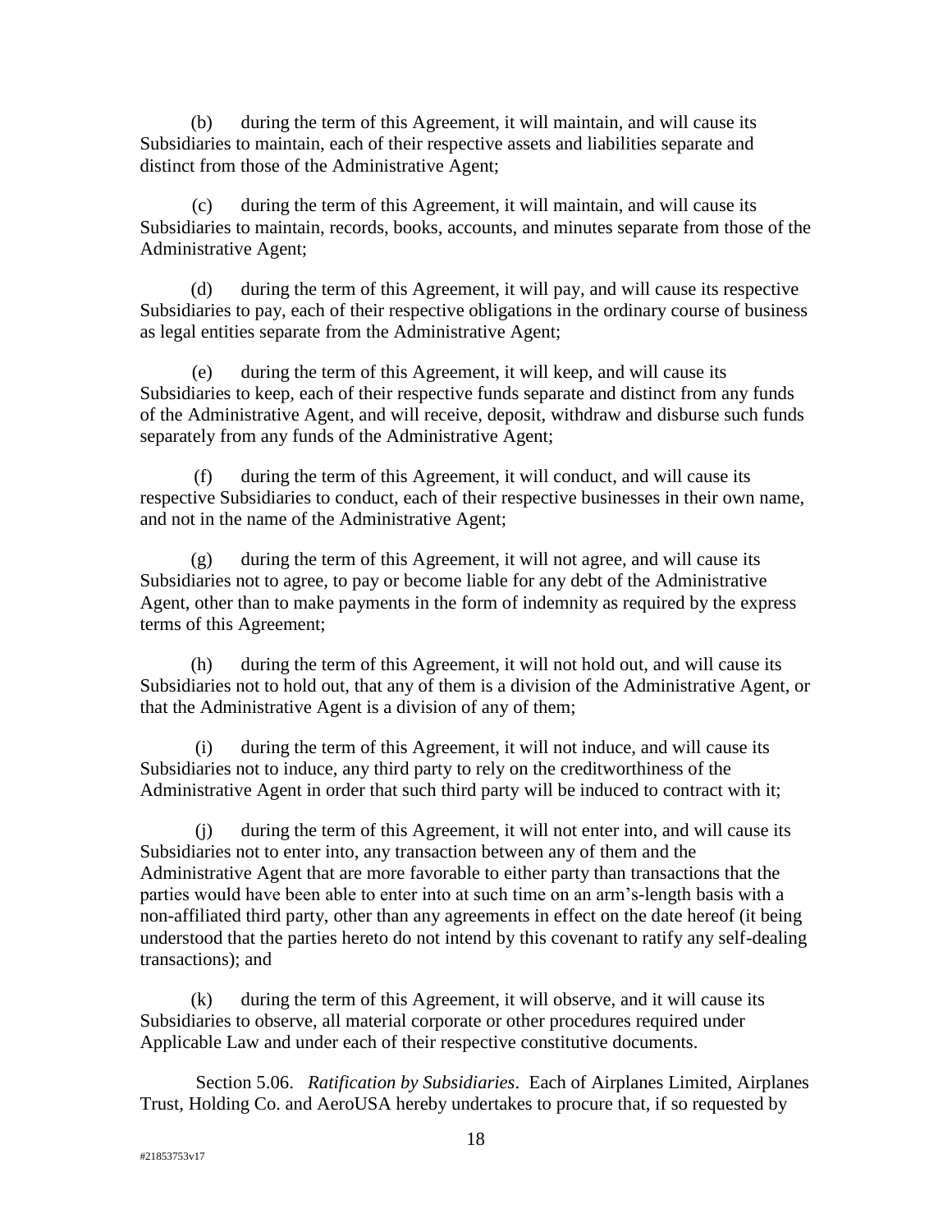(b) during the term of this Agreement, it will maintain, and will cause its Subsidiaries to maintain, each of their respective assets and liabilities separate and distinct from those of the Administrative Agent;

(c) during the term of this Agreement, it will maintain, and will cause its Subsidiaries to maintain, records, books, accounts, and minutes separate from those of the Administrative Agent;

(d) during the term of this Agreement, it will pay, and will cause its respective Subsidiaries to pay, each of their respective obligations in the ordinary course of business as legal entities separate from the Administrative Agent;

(e) during the term of this Agreement, it will keep, and will cause its Subsidiaries to keep, each of their respective funds separate and distinct from any funds of the Administrative Agent, and will receive, deposit, withdraw and disburse such funds separately from any funds of the Administrative Agent;

(f) during the term of this Agreement, it will conduct, and will cause its respective Subsidiaries to conduct, each of their respective businesses in their own name, and not in the name of the Administrative Agent;

(g) during the term of this Agreement, it will not agree, and will cause its Subsidiaries not to agree, to pay or become liable for any debt of the Administrative Agent, other than to make payments in the form of indemnity as required by the express terms of this Agreement;

(h) during the term of this Agreement, it will not hold out, and will cause its Subsidiaries not to hold out, that any of them is a division of the Administrative Agent, or that the Administrative Agent is a division of any of them;

(i) during the term of this Agreement, it will not induce, and will cause its Subsidiaries not to induce, any third party to rely on the creditworthiness of the Administrative Agent in order that such third party will be induced to contract with it;

(j) during the term of this Agreement, it will not enter into, and will cause its Subsidiaries not to enter into, any transaction between any of them and the Administrative Agent that are more favorable to either party than transactions that the parties would have been able to enter into at such time on an arm's-length basis with a non-affiliated third party, other than any agreements in effect on the date hereof (it being understood that the parties hereto do not intend by this covenant to ratify any self-dealing transactions); and

(k) during the term of this Agreement, it will observe, and it will cause its Subsidiaries to observe, all material corporate or other procedures required under Applicable Law and under each of their respective constitutive documents.

Section 5.06. *Ratification by Subsidiaries*. Each of Airplanes Limited, Airplanes Trust, Holding Co. and AeroUSA hereby undertakes to procure that, if so requested by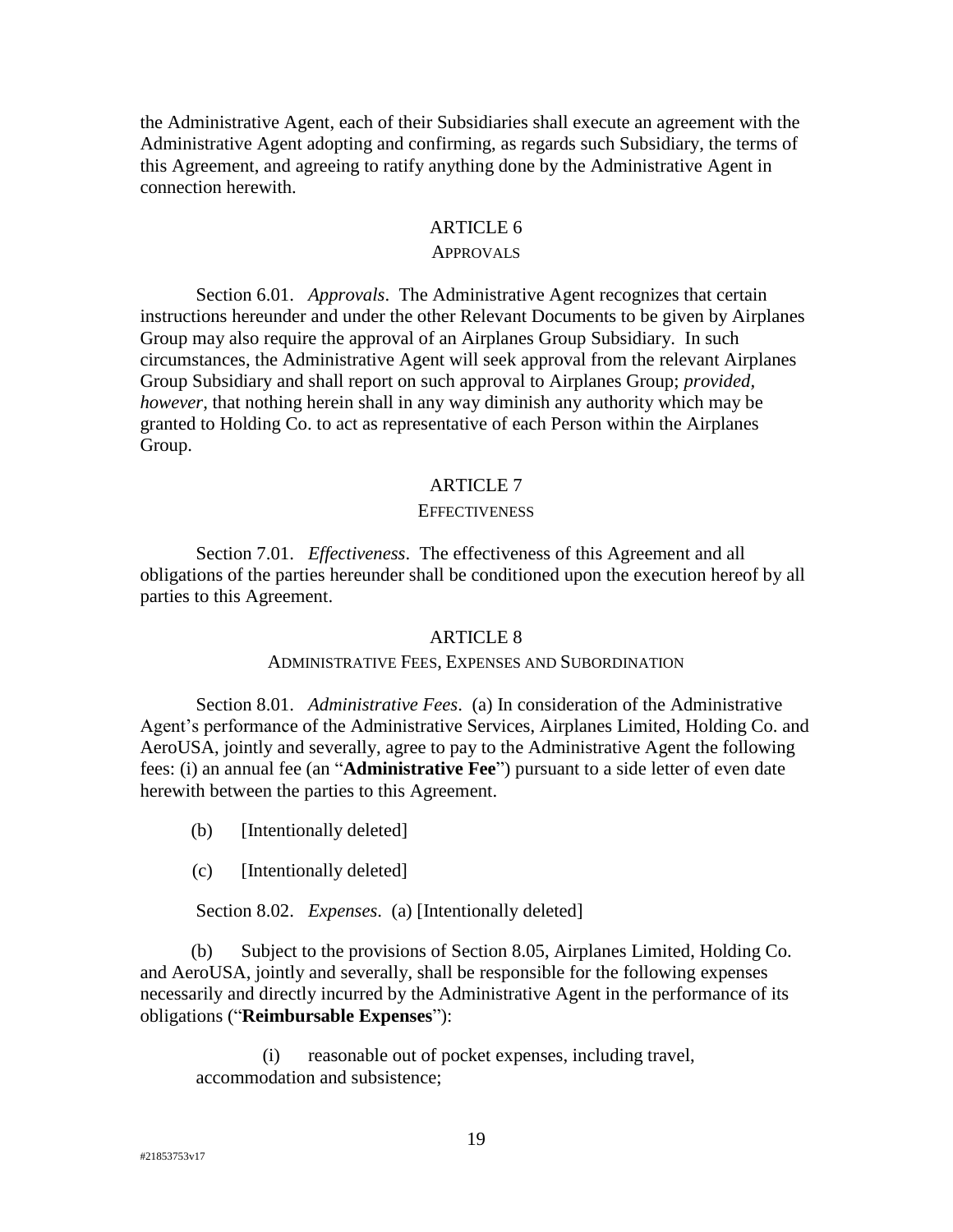the Administrative Agent, each of their Subsidiaries shall execute an agreement with the Administrative Agent adopting and confirming, as regards such Subsidiary, the terms of this Agreement, and agreeing to ratify anything done by the Administrative Agent in connection herewith.

## ARTICLE 6

### APPROVALS

Section 6.01. *Approvals*. The Administrative Agent recognizes that certain instructions hereunder and under the other Relevant Documents to be given by Airplanes Group may also require the approval of an Airplanes Group Subsidiary. In such circumstances, the Administrative Agent will seek approval from the relevant Airplanes Group Subsidiary and shall report on such approval to Airplanes Group; *provided*, *however*, that nothing herein shall in any way diminish any authority which may be granted to Holding Co. to act as representative of each Person within the Airplanes Group.

## ARTICLE 7

### EFFECTIVENESS

Section 7.01. *Effectiveness*. The effectiveness of this Agreement and all obligations of the parties hereunder shall be conditioned upon the execution hereof by all parties to this Agreement.

## ARTICLE 8

### ADMINISTRATIVE FEES, EXPENSES AND SUBORDINATION

Section 8.01. *Administrative Fees*. (a) In consideration of the Administrative Agent's performance of the Administrative Services, Airplanes Limited, Holding Co. and AeroUSA, jointly and severally, agree to pay to the Administrative Agent the following fees: (i) an annual fee (an "**Administrative Fee**") pursuant to a side letter of even date herewith between the parties to this Agreement.

(b) [Intentionally deleted]

(c) [Intentionally deleted]

Section 8.02. *Expenses*. (a) [Intentionally deleted]

(b) Subject to the provisions of Section 8.05, Airplanes Limited, Holding Co. and AeroUSA, jointly and severally, shall be responsible for the following expenses necessarily and directly incurred by the Administrative Agent in the performance of its obligations ("**Reimbursable Expenses**"):

(i) reasonable out of pocket expenses, including travel, accommodation and subsistence;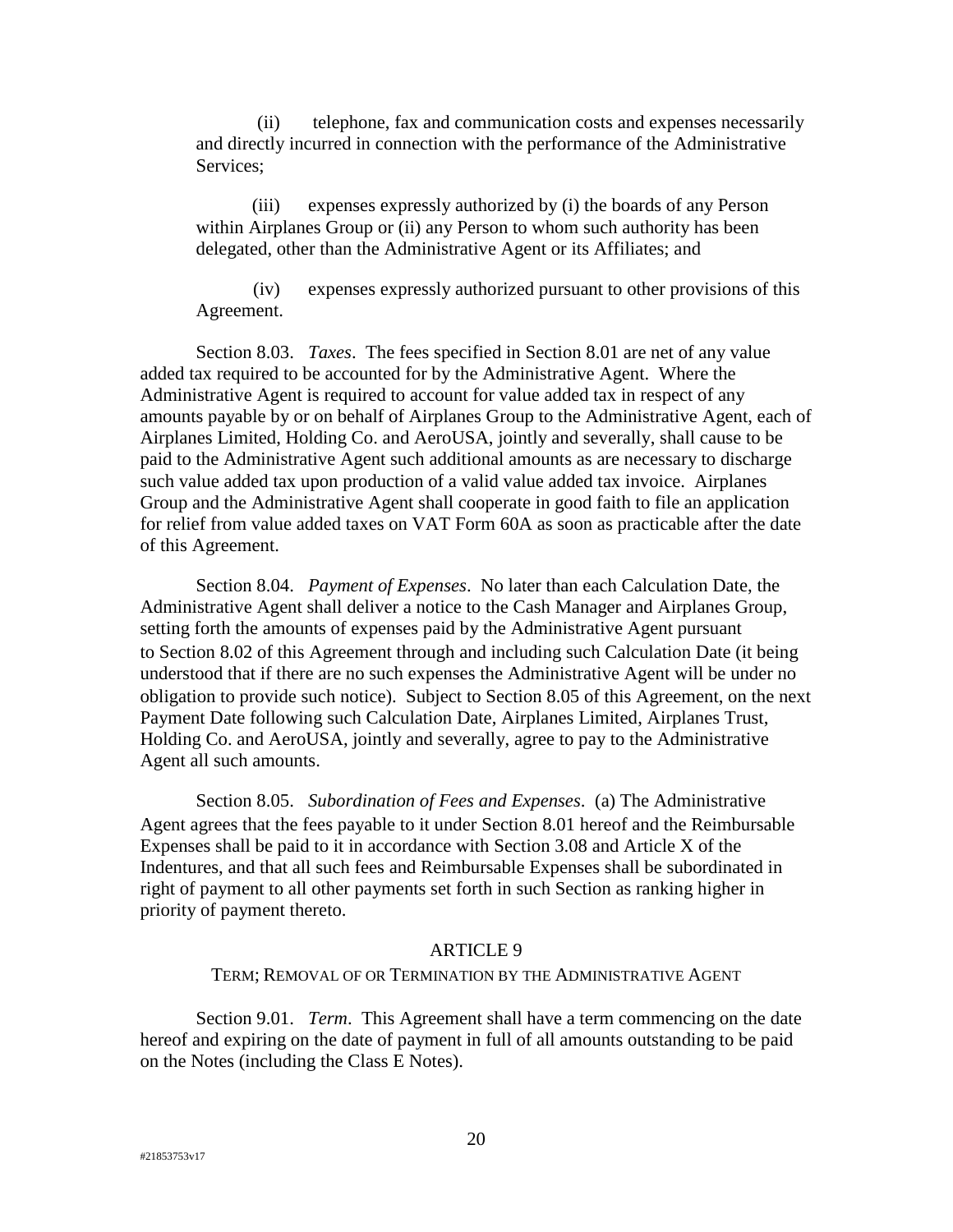(ii) telephone, fax and communication costs and expenses necessarily and directly incurred in connection with the performance of the Administrative Services;

(iii) expenses expressly authorized by (i) the boards of any Person within Airplanes Group or (ii) any Person to whom such authority has been delegated, other than the Administrative Agent or its Affiliates; and

(iv) expenses expressly authorized pursuant to other provisions of this Agreement.

Section 8.03. *Taxes*. The fees specified in Section 8.01 are net of any value added tax required to be accounted for by the Administrative Agent. Where the Administrative Agent is required to account for value added tax in respect of any amounts payable by or on behalf of Airplanes Group to the Administrative Agent, each of Airplanes Limited, Holding Co. and AeroUSA, jointly and severally, shall cause to be paid to the Administrative Agent such additional amounts as are necessary to discharge such value added tax upon production of a valid value added tax invoice. Airplanes Group and the Administrative Agent shall cooperate in good faith to file an application for relief from value added taxes on VAT Form 60A as soon as practicable after the date of this Agreement.

Section 8.04. *Payment of Expenses*. No later than each Calculation Date, the Administrative Agent shall deliver a notice to the Cash Manager and Airplanes Group, setting forth the amounts of expenses paid by the Administrative Agent pursuant to Section 8.02 of this Agreement through and including such Calculation Date (it being understood that if there are no such expenses the Administrative Agent will be under no obligation to provide such notice). Subject to Section 8.05 of this Agreement, on the next Payment Date following such Calculation Date, Airplanes Limited, Airplanes Trust, Holding Co. and AeroUSA, jointly and severally, agree to pay to the Administrative Agent all such amounts.

Section 8.05. *Subordination of Fees and Expenses*. (a) The Administrative Agent agrees that the fees payable to it under Section 8.01 hereof and the Reimbursable Expenses shall be paid to it in accordance with Section 3.08 and Article X of the Indentures, and that all such fees and Reimbursable Expenses shall be subordinated in right of payment to all other payments set forth in such Section as ranking higher in priority of payment thereto.

## ARTICLE 9

### TERM; REMOVAL OF OR TERMINATION BY THE ADMINISTRATIVE AGENT

Section 9.01. *Term*. This Agreement shall have a term commencing on the date hereof and expiring on the date of payment in full of all amounts outstanding to be paid on the Notes (including the Class E Notes).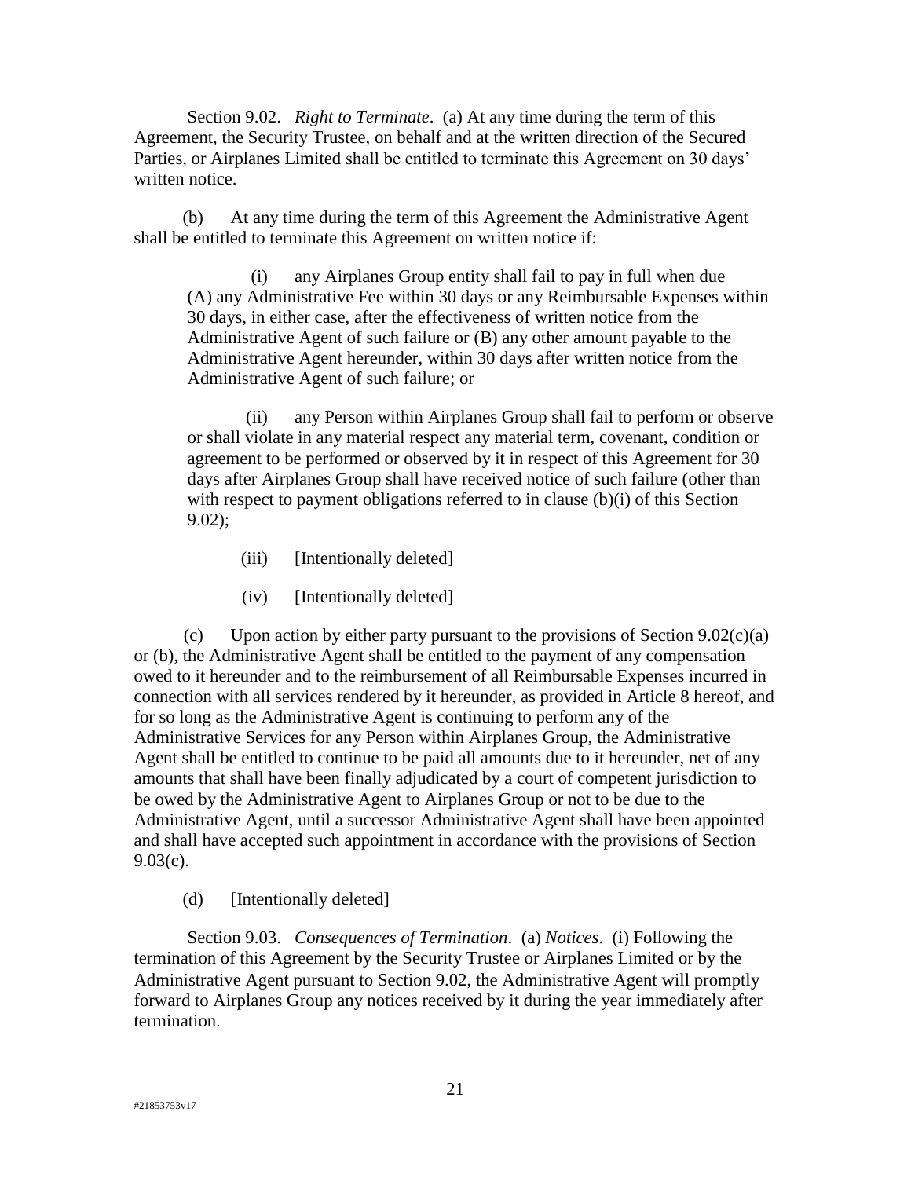Section 9.02. *Right to Terminate*. (a) At any time during the term of this Agreement, the Security Trustee, on behalf and at the written direction of the Secured Parties, or Airplanes Limited shall be entitled to terminate this Agreement on 30 days' written notice.

(b) At any time during the term of this Agreement the Administrative Agent shall be entitled to terminate this Agreement on written notice if:

(i) any Airplanes Group entity shall fail to pay in full when due (A) any Administrative Fee within 30 days or any Reimbursable Expenses within 30 days, in either case, after the effectiveness of written notice from the Administrative Agent of such failure or (B) any other amount payable to the Administrative Agent hereunder, within 30 days after written notice from the Administrative Agent of such failure; or

(ii) any Person within Airplanes Group shall fail to perform or observe or shall violate in any material respect any material term, covenant, condition or agreement to be performed or observed by it in respect of this Agreement for 30 days after Airplanes Group shall have received notice of such failure (other than with respect to payment obligations referred to in clause (b)(i) of this Section 9.02);

(iii) [Intentionally deleted]

(iv) [Intentionally deleted]

(c) Upon action by either party pursuant to the provisions of Section 9.02(c)(a) or (b), the Administrative Agent shall be entitled to the payment of any compensation owed to it hereunder and to the reimbursement of all Reimbursable Expenses incurred in connection with all services rendered by it hereunder, as provided in Article 8 hereof, and for so long as the Administrative Agent is continuing to perform any of the Administrative Services for any Person within Airplanes Group, the Administrative Agent shall be entitled to continue to be paid all amounts due to it hereunder, net of any amounts that shall have been finally adjudicated by a court of competent jurisdiction to be owed by the Administrative Agent to Airplanes Group or not to be due to the Administrative Agent, until a successor Administrative Agent shall have been appointed and shall have accepted such appointment in accordance with the provisions of Section 9.03(c).

(d) [Intentionally deleted]

Section 9.03. *Consequences of Termination*. (a) *Notices*. (i) Following the termination of this Agreement by the Security Trustee or Airplanes Limited or by the Administrative Agent pursuant to Section 9.02, the Administrative Agent will promptly forward to Airplanes Group any notices received by it during the year immediately after termination.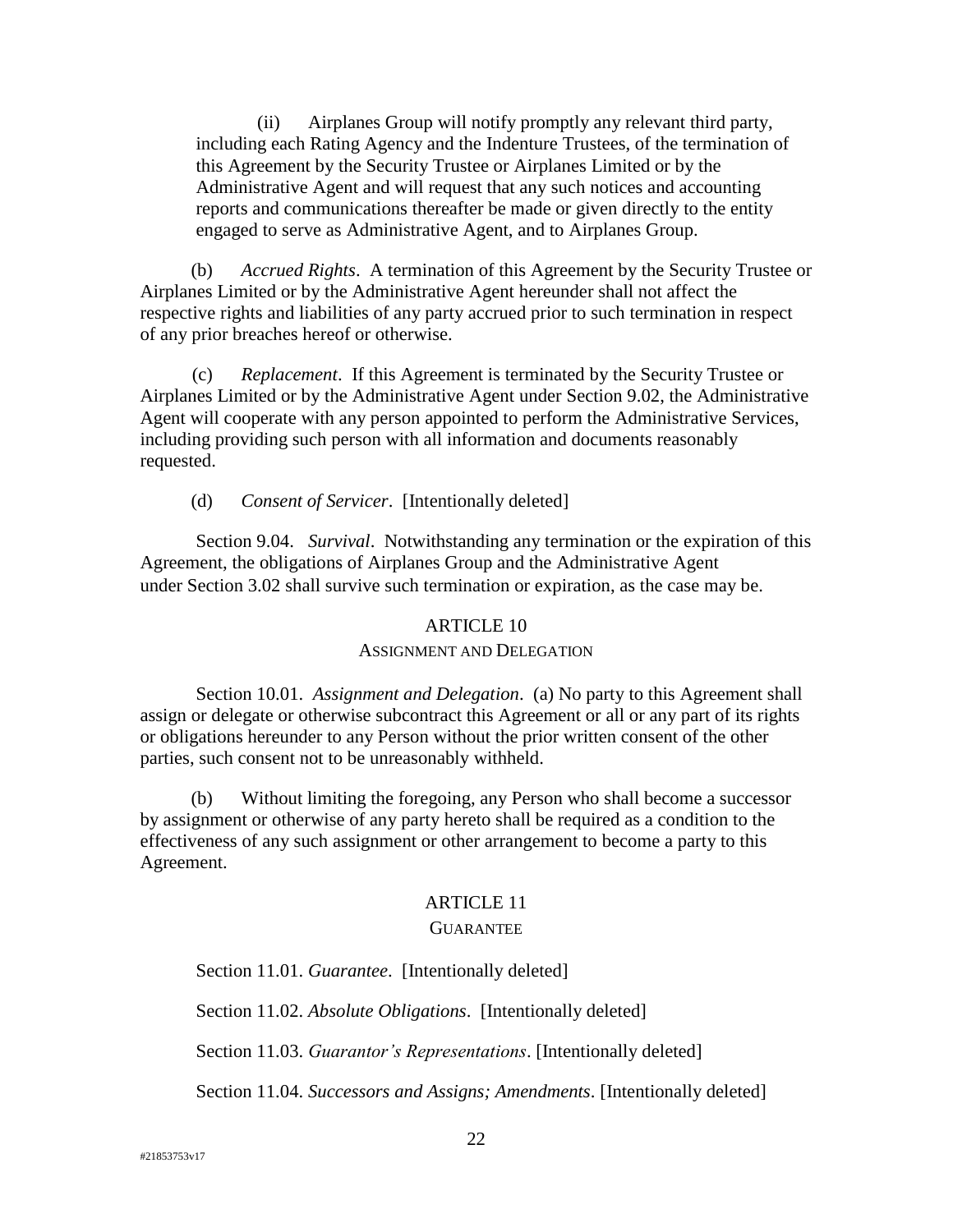(ii) Airplanes Group will notify promptly any relevant third party, including each Rating Agency and the Indenture Trustees, of the termination of this Agreement by the Security Trustee or Airplanes Limited or by the Administrative Agent and will request that any such notices and accounting reports and communications thereafter be made or given directly to the entity engaged to serve as Administrative Agent, and to Airplanes Group.

(b) *Accrued Rights*. A termination of this Agreement by the Security Trustee or Airplanes Limited or by the Administrative Agent hereunder shall not affect the respective rights and liabilities of any party accrued prior to such termination in respect of any prior breaches hereof or otherwise.

(c) *Replacement*. If this Agreement is terminated by the Security Trustee or Airplanes Limited or by the Administrative Agent under Section 9.02, the Administrative Agent will cooperate with any person appointed to perform the Administrative Services, including providing such person with all information and documents reasonably requested.

(d) *Consent of Servicer*. [Intentionally deleted]

Section 9.04. *Survival*. Notwithstanding any termination or the expiration of this Agreement, the obligations of Airplanes Group and the Administrative Agent under Section 3.02 shall survive such termination or expiration, as the case may be.

## ARTICLE 10
### ASSIGNMENT AND DELEGATION

Section 10.01. *Assignment and Delegation*. (a) No party to this Agreement shall assign or delegate or otherwise subcontract this Agreement or all or any part of its rights or obligations hereunder to any Person without the prior written consent of the other parties, such consent not to be unreasonably withheld.

(b) Without limiting the foregoing, any Person who shall become a successor by assignment or otherwise of any party hereto shall be required as a condition to the effectiveness of any such assignment or other arrangement to become a party to this Agreement.

## ARTICLE 11
### GUARANTEE

Section 11.01. *Guarantee*. [Intentionally deleted]

Section 11.02. *Absolute Obligations*. [Intentionally deleted]

Section 11.03. *Guarantor's Representations*. [Intentionally deleted]

Section 11.04. *Successors and Assigns; Amendments*. [Intentionally deleted]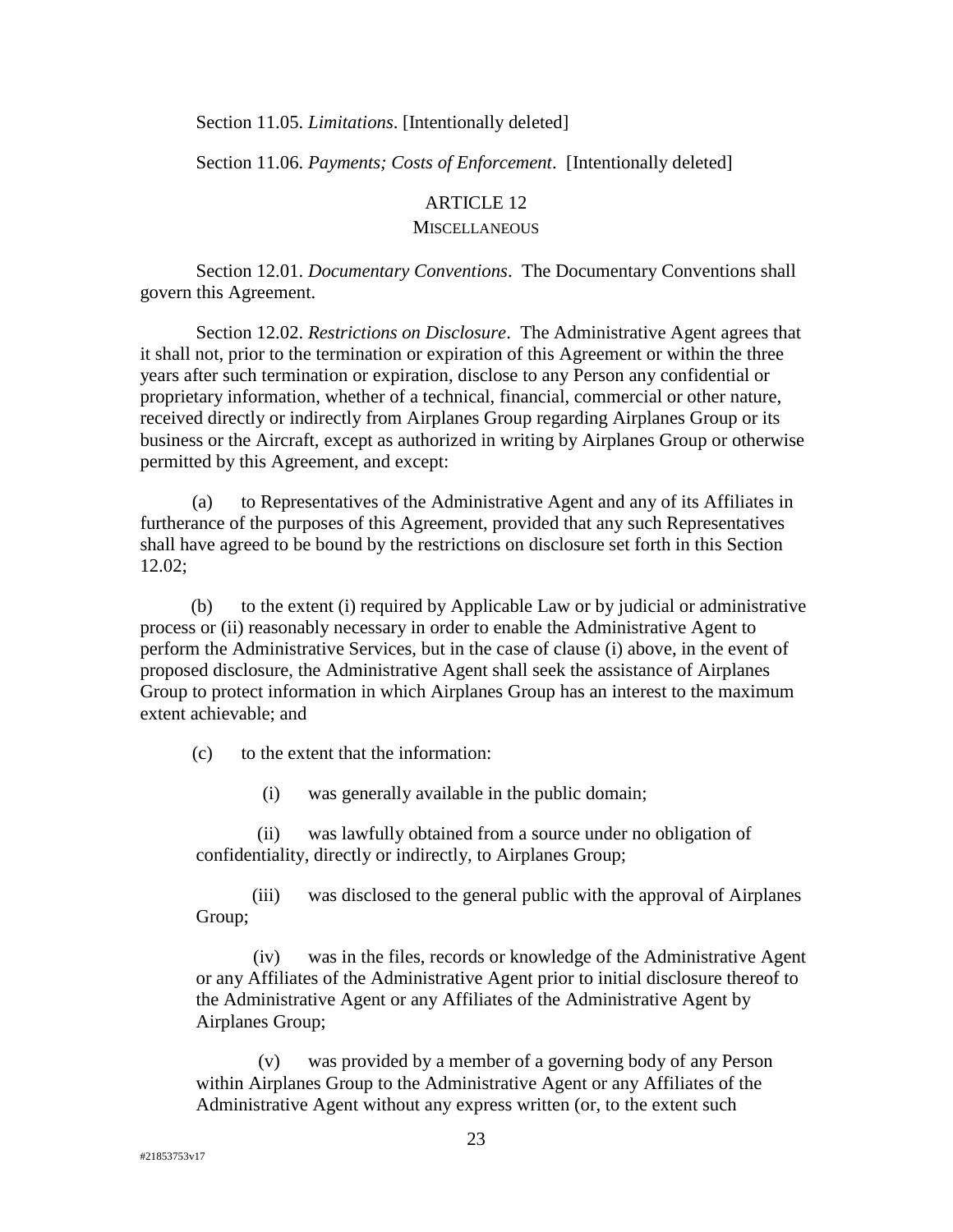Section 11.05. *Limitations*. [Intentionally deleted]

Section 11.06. *Payments; Costs of Enforcement*. [Intentionally deleted]

## ARTICLE 12
## MISCELLANEOUS

Section 12.01. *Documentary Conventions*. The Documentary Conventions shall govern this Agreement.

Section 12.02. *Restrictions on Disclosure*. The Administrative Agent agrees that it shall not, prior to the termination or expiration of this Agreement or within the three years after such termination or expiration, disclose to any Person any confidential or proprietary information, whether of a technical, financial, commercial or other nature, received directly or indirectly from Airplanes Group regarding Airplanes Group or its business or the Aircraft, except as authorized in writing by Airplanes Group or otherwise permitted by this Agreement, and except:

(a) to Representatives of the Administrative Agent and any of its Affiliates in furtherance of the purposes of this Agreement, provided that any such Representatives shall have agreed to be bound by the restrictions on disclosure set forth in this Section 12.02;

(b) to the extent (i) required by Applicable Law or by judicial or administrative process or (ii) reasonably necessary in order to enable the Administrative Agent to perform the Administrative Services, but in the case of clause (i) above, in the event of proposed disclosure, the Administrative Agent shall seek the assistance of Airplanes Group to protect information in which Airplanes Group has an interest to the maximum extent achievable; and

(c) to the extent that the information:

(i) was generally available in the public domain;

(ii) was lawfully obtained from a source under no obligation of confidentiality, directly or indirectly, to Airplanes Group;

(iii) was disclosed to the general public with the approval of Airplanes Group;

(iv) was in the files, records or knowledge of the Administrative Agent or any Affiliates of the Administrative Agent prior to initial disclosure thereof to the Administrative Agent or any Affiliates of the Administrative Agent by Airplanes Group;

(v) was provided by a member of a governing body of any Person within Airplanes Group to the Administrative Agent or any Affiliates of the Administrative Agent without any express written (or, to the extent such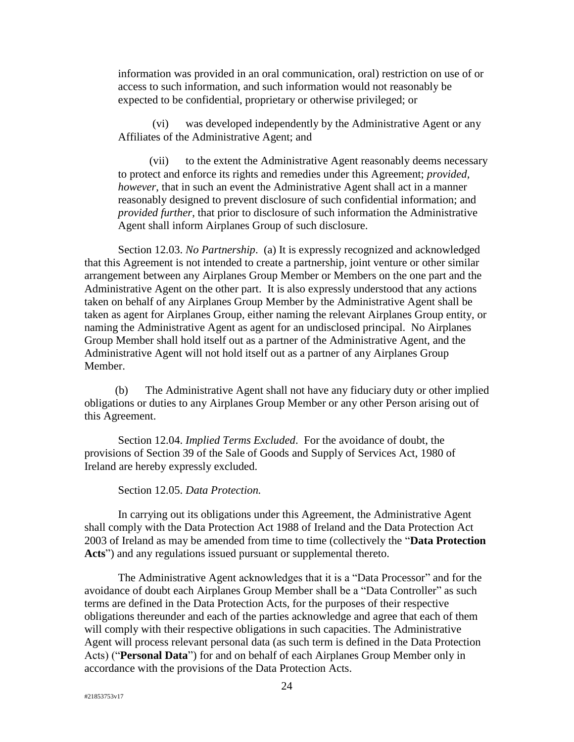information was provided in an oral communication, oral) restriction on use of or access to such information, and such information would not reasonably be expected to be confidential, proprietary or otherwise privileged; or

(vi) was developed independently by the Administrative Agent or any Affiliates of the Administrative Agent; and

(vii) to the extent the Administrative Agent reasonably deems necessary to protect and enforce its rights and remedies under this Agreement; *provided, however*, that in such an event the Administrative Agent shall act in a manner reasonably designed to prevent disclosure of such confidential information; and *provided further*, that prior to disclosure of such information the Administrative Agent shall inform Airplanes Group of such disclosure.

Section 12.03. *No Partnership*. (a) It is expressly recognized and acknowledged that this Agreement is not intended to create a partnership, joint venture or other similar arrangement between any Airplanes Group Member or Members on the one part and the Administrative Agent on the other part. It is also expressly understood that any actions taken on behalf of any Airplanes Group Member by the Administrative Agent shall be taken as agent for Airplanes Group, either naming the relevant Airplanes Group entity, or naming the Administrative Agent as agent for an undisclosed principal. No Airplanes Group Member shall hold itself out as a partner of the Administrative Agent, and the Administrative Agent will not hold itself out as a partner of any Airplanes Group Member.

(b) The Administrative Agent shall not have any fiduciary duty or other implied obligations or duties to any Airplanes Group Member or any other Person arising out of this Agreement.

Section 12.04. *Implied Terms Excluded*. For the avoidance of doubt, the provisions of Section 39 of the Sale of Goods and Supply of Services Act, 1980 of Ireland are hereby expressly excluded.

Section 12.05. *Data Protection.*

In carrying out its obligations under this Agreement, the Administrative Agent shall comply with the Data Protection Act 1988 of Ireland and the Data Protection Act 2003 of Ireland as may be amended from time to time (collectively the "**Data Protection Acts**") and any regulations issued pursuant or supplemental thereto.

The Administrative Agent acknowledges that it is a "Data Processor" and for the avoidance of doubt each Airplanes Group Member shall be a "Data Controller" as such terms are defined in the Data Protection Acts, for the purposes of their respective obligations thereunder and each of the parties acknowledge and agree that each of them will comply with their respective obligations in such capacities. The Administrative Agent will process relevant personal data (as such term is defined in the Data Protection Acts) ("**Personal Data**") for and on behalf of each Airplanes Group Member only in accordance with the provisions of the Data Protection Acts.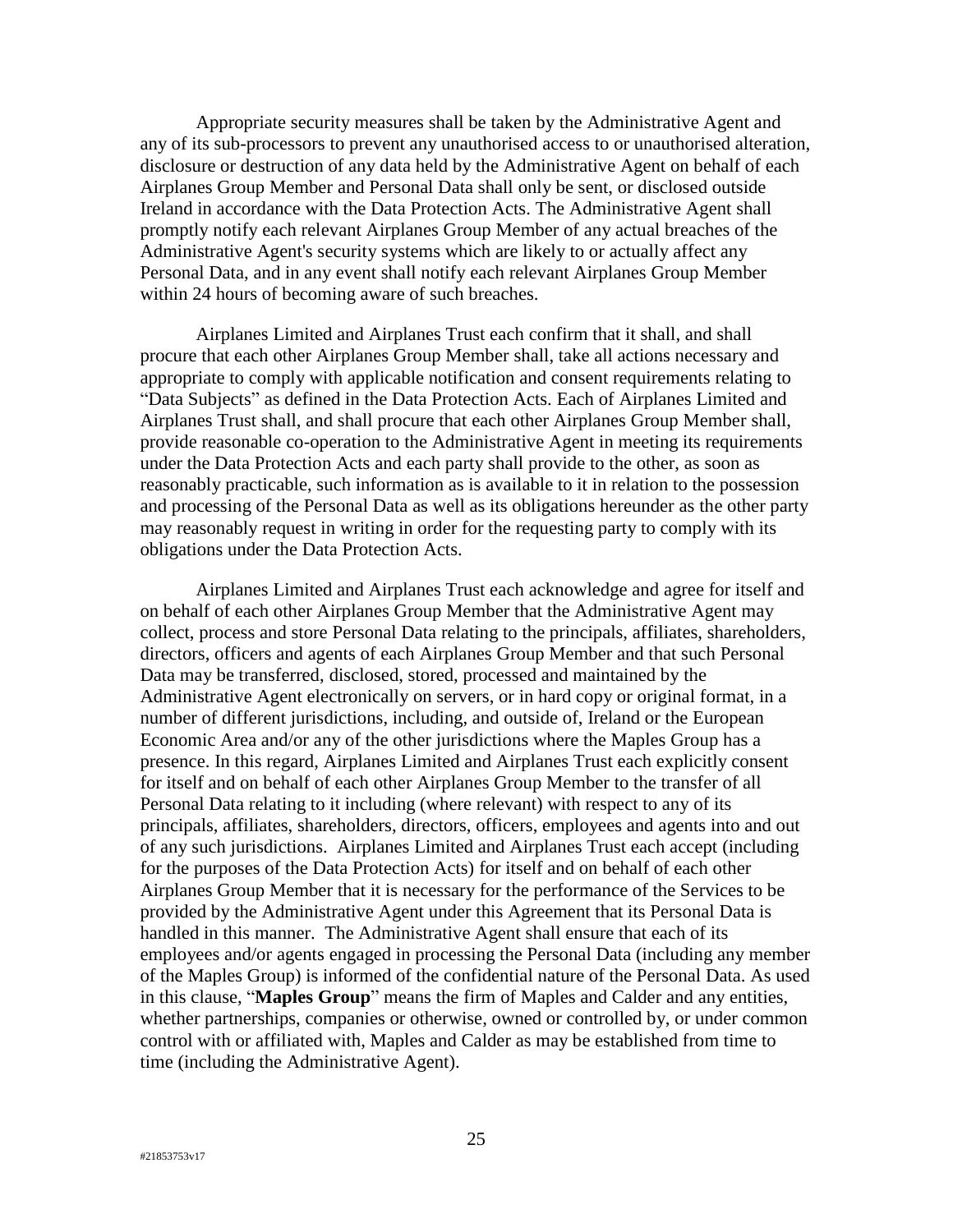Appropriate security measures shall be taken by the Administrative Agent and any of its sub-processors to prevent any unauthorised access to or unauthorised alteration, disclosure or destruction of any data held by the Administrative Agent on behalf of each Airplanes Group Member and Personal Data shall only be sent, or disclosed outside Ireland in accordance with the Data Protection Acts. The Administrative Agent shall promptly notify each relevant Airplanes Group Member of any actual breaches of the Administrative Agent's security systems which are likely to or actually affect any Personal Data, and in any event shall notify each relevant Airplanes Group Member within 24 hours of becoming aware of such breaches.

Airplanes Limited and Airplanes Trust each confirm that it shall, and shall procure that each other Airplanes Group Member shall, take all actions necessary and appropriate to comply with applicable notification and consent requirements relating to "Data Subjects" as defined in the Data Protection Acts. Each of Airplanes Limited and Airplanes Trust shall, and shall procure that each other Airplanes Group Member shall, provide reasonable co-operation to the Administrative Agent in meeting its requirements under the Data Protection Acts and each party shall provide to the other, as soon as reasonably practicable, such information as is available to it in relation to the possession and processing of the Personal Data as well as its obligations hereunder as the other party may reasonably request in writing in order for the requesting party to comply with its obligations under the Data Protection Acts.

Airplanes Limited and Airplanes Trust each acknowledge and agree for itself and on behalf of each other Airplanes Group Member that the Administrative Agent may collect, process and store Personal Data relating to the principals, affiliates, shareholders, directors, officers and agents of each Airplanes Group Member and that such Personal Data may be transferred, disclosed, stored, processed and maintained by the Administrative Agent electronically on servers, or in hard copy or original format, in a number of different jurisdictions, including, and outside of, Ireland or the European Economic Area and/or any of the other jurisdictions where the Maples Group has a presence. In this regard, Airplanes Limited and Airplanes Trust each explicitly consent for itself and on behalf of each other Airplanes Group Member to the transfer of all Personal Data relating to it including (where relevant) with respect to any of its principals, affiliates, shareholders, directors, officers, employees and agents into and out of any such jurisdictions. Airplanes Limited and Airplanes Trust each accept (including for the purposes of the Data Protection Acts) for itself and on behalf of each other Airplanes Group Member that it is necessary for the performance of the Services to be provided by the Administrative Agent under this Agreement that its Personal Data is handled in this manner. The Administrative Agent shall ensure that each of its employees and/or agents engaged in processing the Personal Data (including any member of the Maples Group) is informed of the confidential nature of the Personal Data. As used in this clause, "**Maples Group**" means the firm of Maples and Calder and any entities, whether partnerships, companies or otherwise, owned or controlled by, or under common control with or affiliated with, Maples and Calder as may be established from time to time (including the Administrative Agent).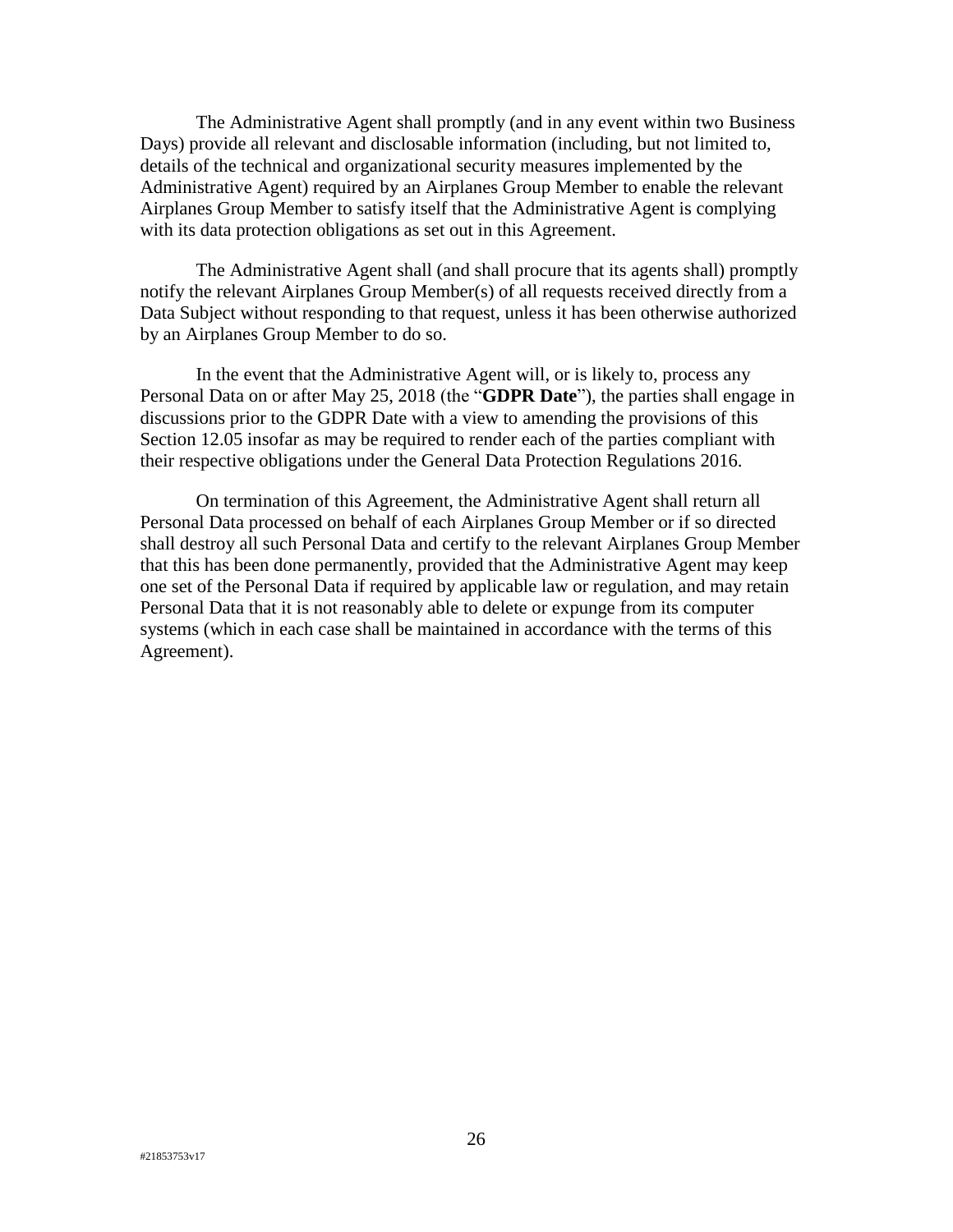The Administrative Agent shall promptly (and in any event within two Business Days) provide all relevant and disclosable information (including, but not limited to, details of the technical and organizational security measures implemented by the Administrative Agent) required by an Airplanes Group Member to enable the relevant Airplanes Group Member to satisfy itself that the Administrative Agent is complying with its data protection obligations as set out in this Agreement.

The Administrative Agent shall (and shall procure that its agents shall) promptly notify the relevant Airplanes Group Member(s) of all requests received directly from a Data Subject without responding to that request, unless it has been otherwise authorized by an Airplanes Group Member to do so.

In the event that the Administrative Agent will, or is likely to, process any Personal Data on or after May 25, 2018 (the "**GDPR Date**"), the parties shall engage in discussions prior to the GDPR Date with a view to amending the provisions of this Section 12.05 insofar as may be required to render each of the parties compliant with their respective obligations under the General Data Protection Regulations 2016.

On termination of this Agreement, the Administrative Agent shall return all Personal Data processed on behalf of each Airplanes Group Member or if so directed shall destroy all such Personal Data and certify to the relevant Airplanes Group Member that this has been done permanently, provided that the Administrative Agent may keep one set of the Personal Data if required by applicable law or regulation, and may retain Personal Data that it is not reasonably able to delete or expunge from its computer systems (which in each case shall be maintained in accordance with the terms of this Agreement).

#21853753v17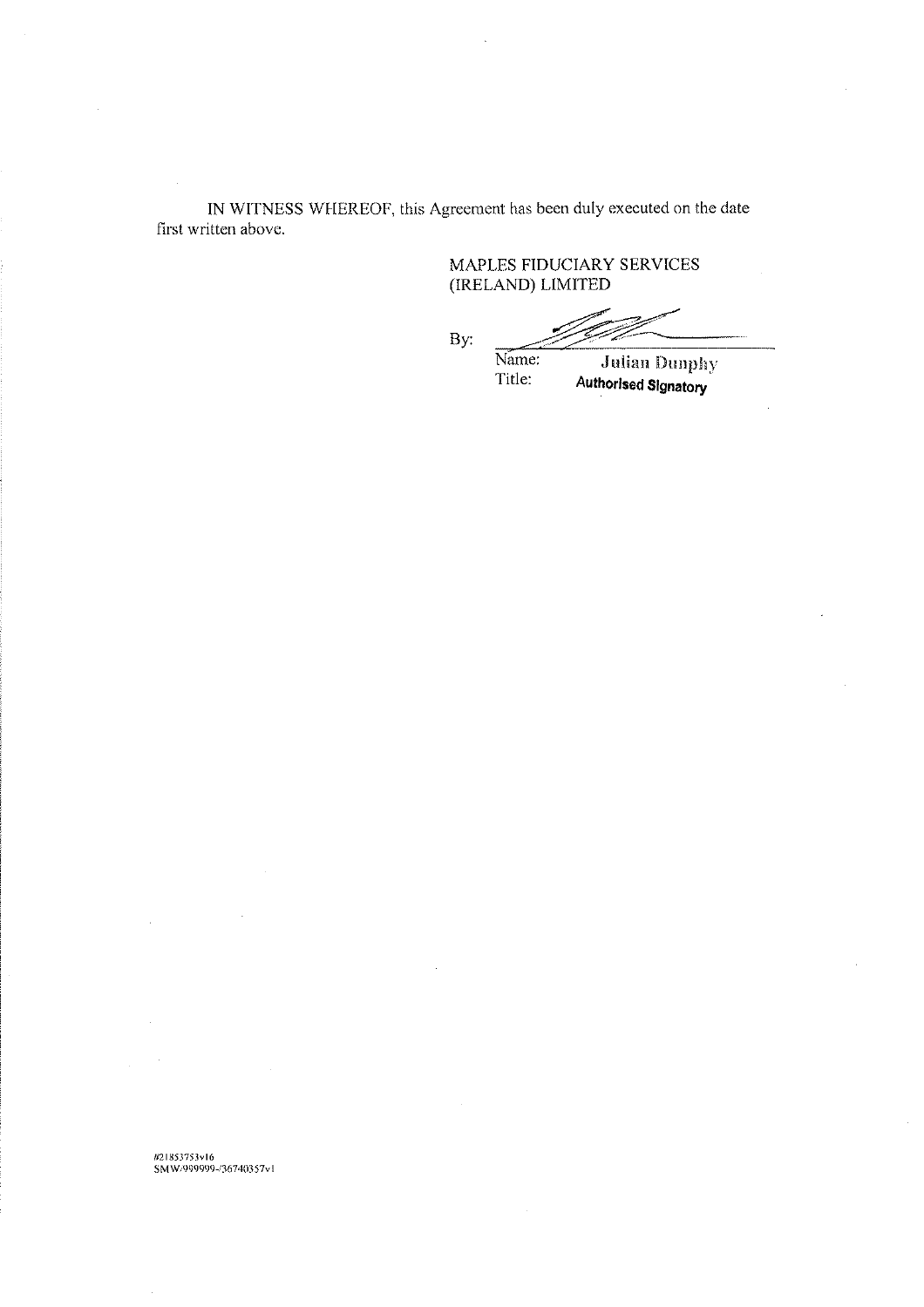IN WITNESS WHEREOF, this Agreement has been duly executed on the date first written above.

MAPLES FIDUCIARY SERVICES (IRELAND) LIMITED

By: ______________________

Name: Julian Dunphy

Title: Authorised Signatory

#21853753v16
SMW/999999-/36740357v1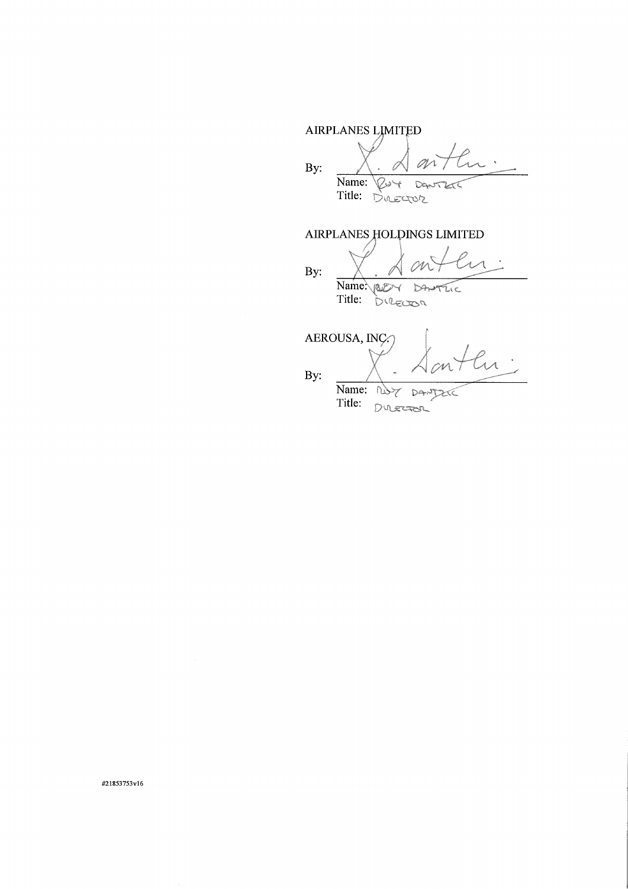AIRPLANES LIMITED

By: ______________________
Name: Roy Dantzic
Title: Director

AIRPLANES HOLDINGS LIMITED

By: ______________________
Name: Roy Dantzic
Title: Director

AEROUSA, INC.

By: ______________________
Name: Roy Dantzic
Title: Director

#21853753v16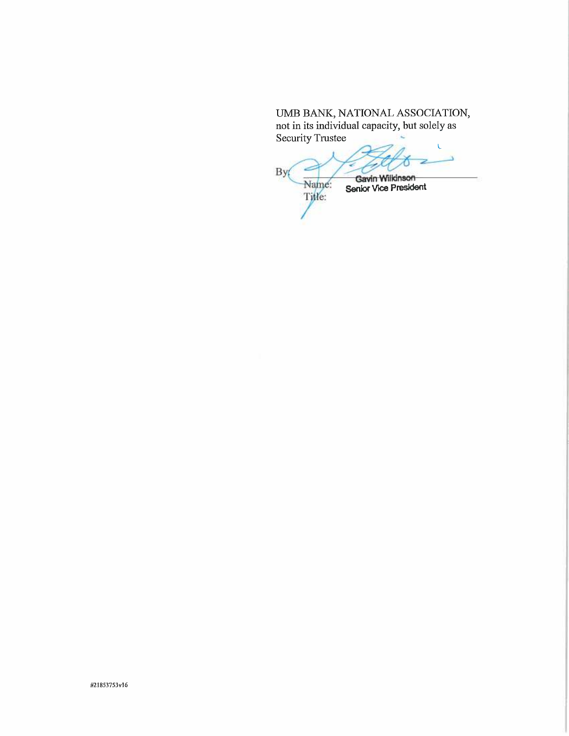UMB BANK, NATIONAL ASSOCIATION,
not in its individual capacity, but solely as
Security Trustee

By: ______________________________
Name: Gavin Wilkinson
Title: Senior Vice President

#21853753v16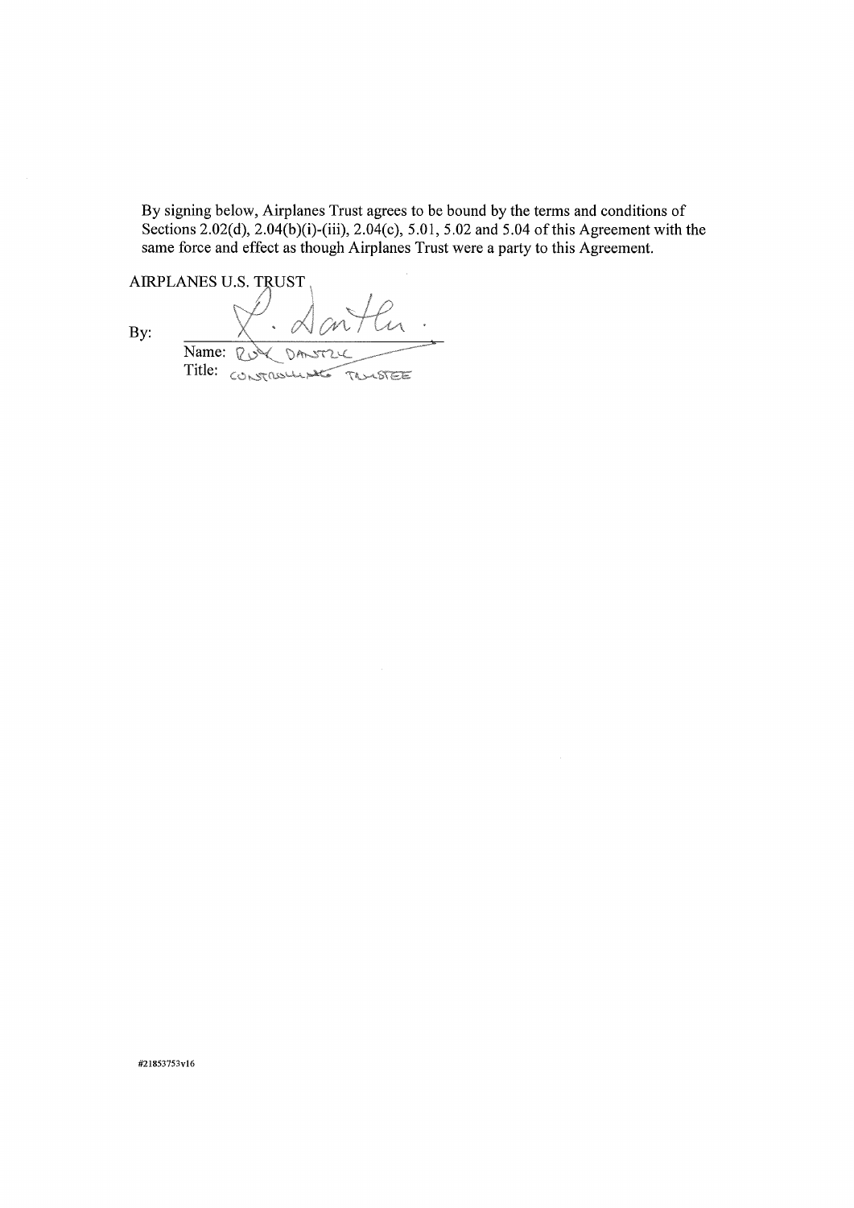By signing below, Airplanes Trust agrees to be bound by the terms and conditions of Sections 2.02(d), 2.04(b)(i)-(iii), 2.04(c), 5.01, 5.02 and 5.04 of this Agreement with the same force and effect as though Airplanes Trust were a party to this Agreement.

AIRPLANES U.S. TRUST

By: ______________________

Name: ROY DANTZIC

Title: CONTROLLING TRUSTEE

#21853753v16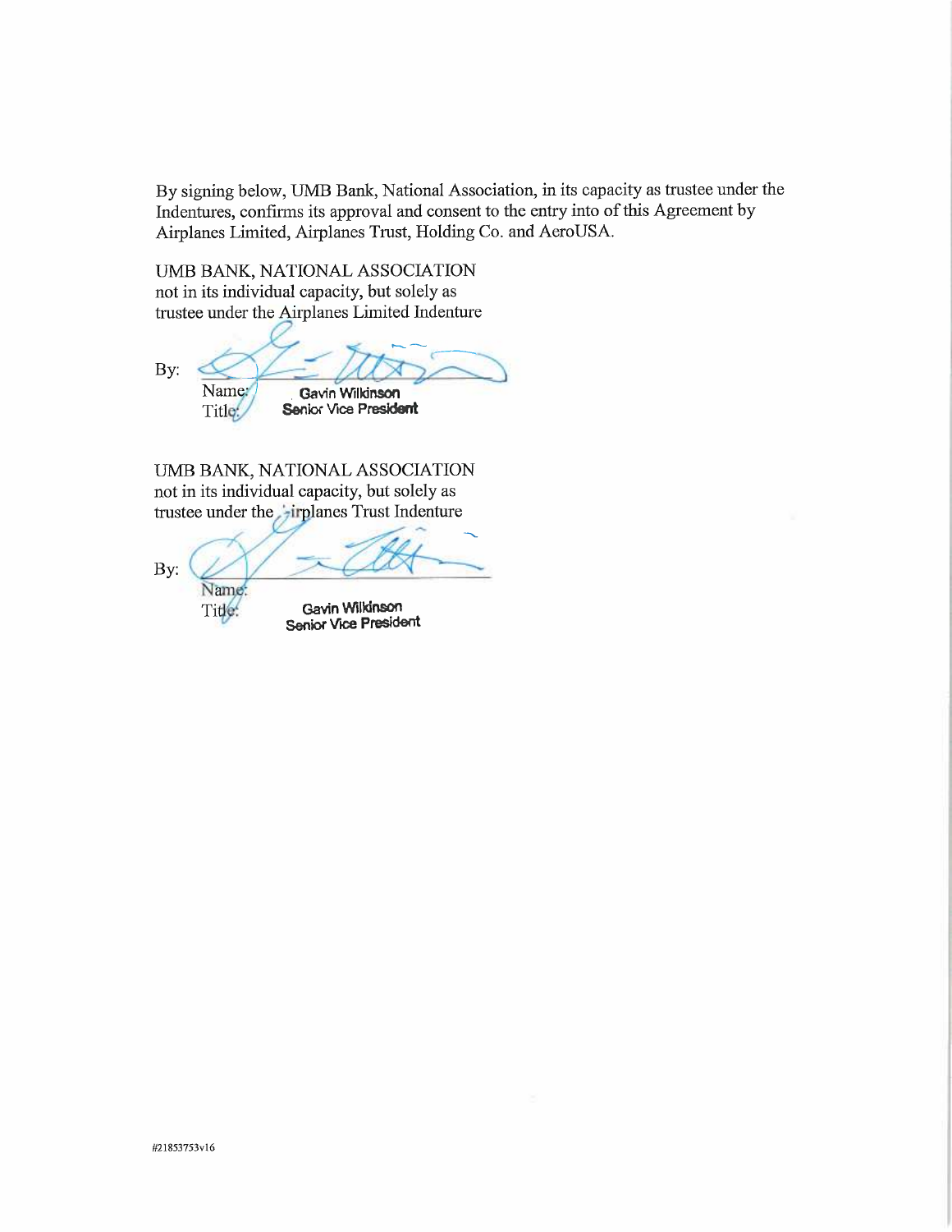By signing below, UMB Bank, National Association, in its capacity as trustee under the Indentures, confirms its approval and consent to the entry into of this Agreement by Airplanes Limited, Airplanes Trust, Holding Co. and AeroUSA.

UMB BANK, NATIONAL ASSOCIATION
not in its individual capacity, but solely as
trustee under the Airplanes Limited Indenture

By: ______________________
Name: Gavin Wilkinson
Title: Senior Vice President

UMB BANK, NATIONAL ASSOCIATION
not in its individual capacity, but solely as
trustee under the Airplanes Trust Indenture

By: ______________________
Name: Gavin Wilkinson
Title: Senior Vice President

#21853753v16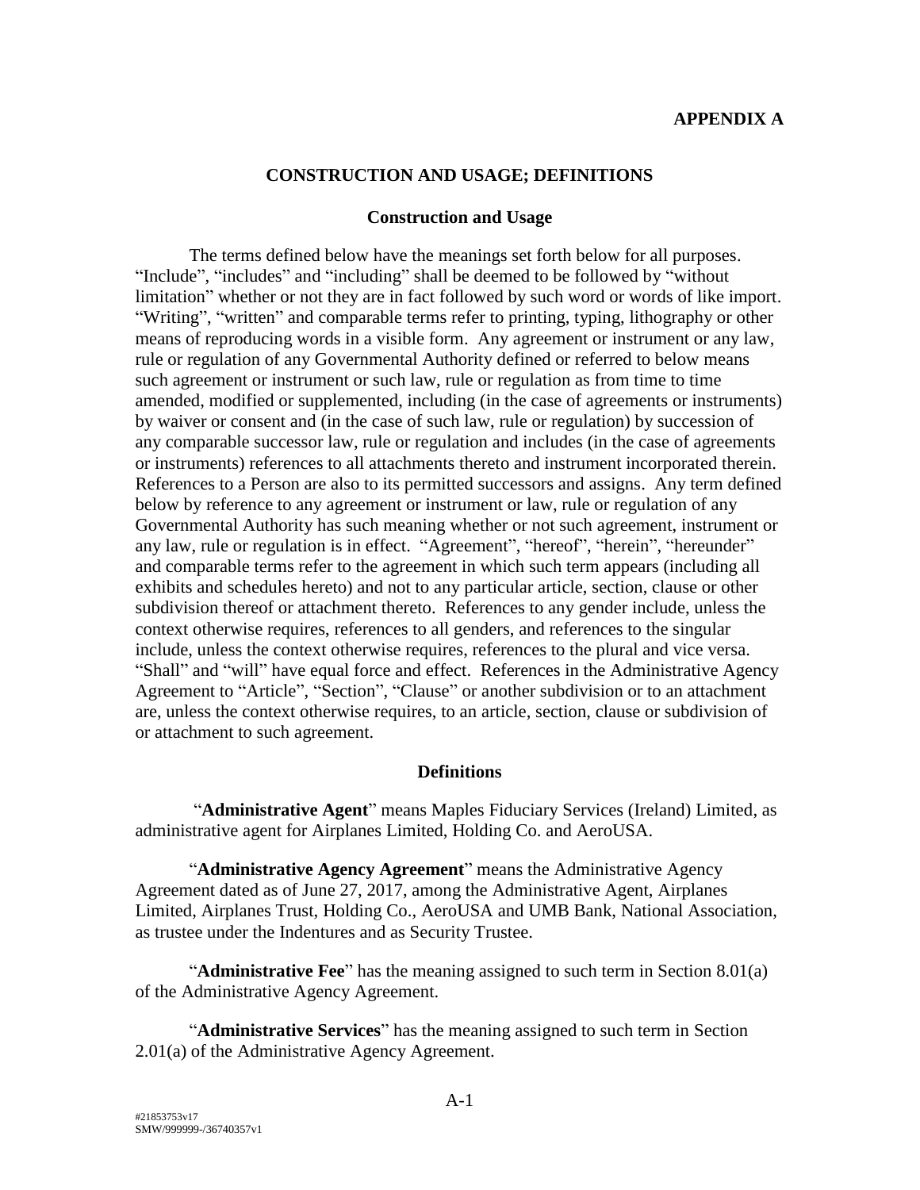**APPENDIX A**

## CONSTRUCTION AND USAGE; DEFINITIONS

### Construction and Usage

The terms defined below have the meanings set forth below for all purposes. "Include", "includes" and "including" shall be deemed to be followed by "without limitation" whether or not they are in fact followed by such word or words of like import. "Writing", "written" and comparable terms refer to printing, typing, lithography or other means of reproducing words in a visible form. Any agreement or instrument or any law, rule or regulation of any Governmental Authority defined or referred to below means such agreement or instrument or such law, rule or regulation as from time to time amended, modified or supplemented, including (in the case of agreements or instruments) by waiver or consent and (in the case of such law, rule or regulation) by succession of any comparable successor law, rule or regulation and includes (in the case of agreements or instruments) references to all attachments thereto and instrument incorporated therein. References to a Person are also to its permitted successors and assigns. Any term defined below by reference to any agreement or instrument or law, rule or regulation of any Governmental Authority has such meaning whether or not such agreement, instrument or any law, rule or regulation is in effect. "Agreement", "hereof", "herein", "hereunder" and comparable terms refer to the agreement in which such term appears (including all exhibits and schedules hereto) and not to any particular article, section, clause or other subdivision thereof or attachment thereto. References to any gender include, unless the context otherwise requires, references to all genders, and references to the singular include, unless the context otherwise requires, references to the plural and vice versa. "Shall" and "will" have equal force and effect. References in the Administrative Agency Agreement to "Article", "Section", "Clause" or another subdivision or to an attachment are, unless the context otherwise requires, to an article, section, clause or subdivision of or attachment to such agreement.

### Definitions

"**Administrative Agent**" means Maples Fiduciary Services (Ireland) Limited, as administrative agent for Airplanes Limited, Holding Co. and AeroUSA.

"**Administrative Agency Agreement**" means the Administrative Agency Agreement dated as of June 27, 2017, among the Administrative Agent, Airplanes Limited, Airplanes Trust, Holding Co., AeroUSA and UMB Bank, National Association, as trustee under the Indentures and as Security Trustee.

"**Administrative Fee**" has the meaning assigned to such term in Section 8.01(a) of the Administrative Agency Agreement.

"**Administrative Services**" has the meaning assigned to such term in Section 2.01(a) of the Administrative Agency Agreement.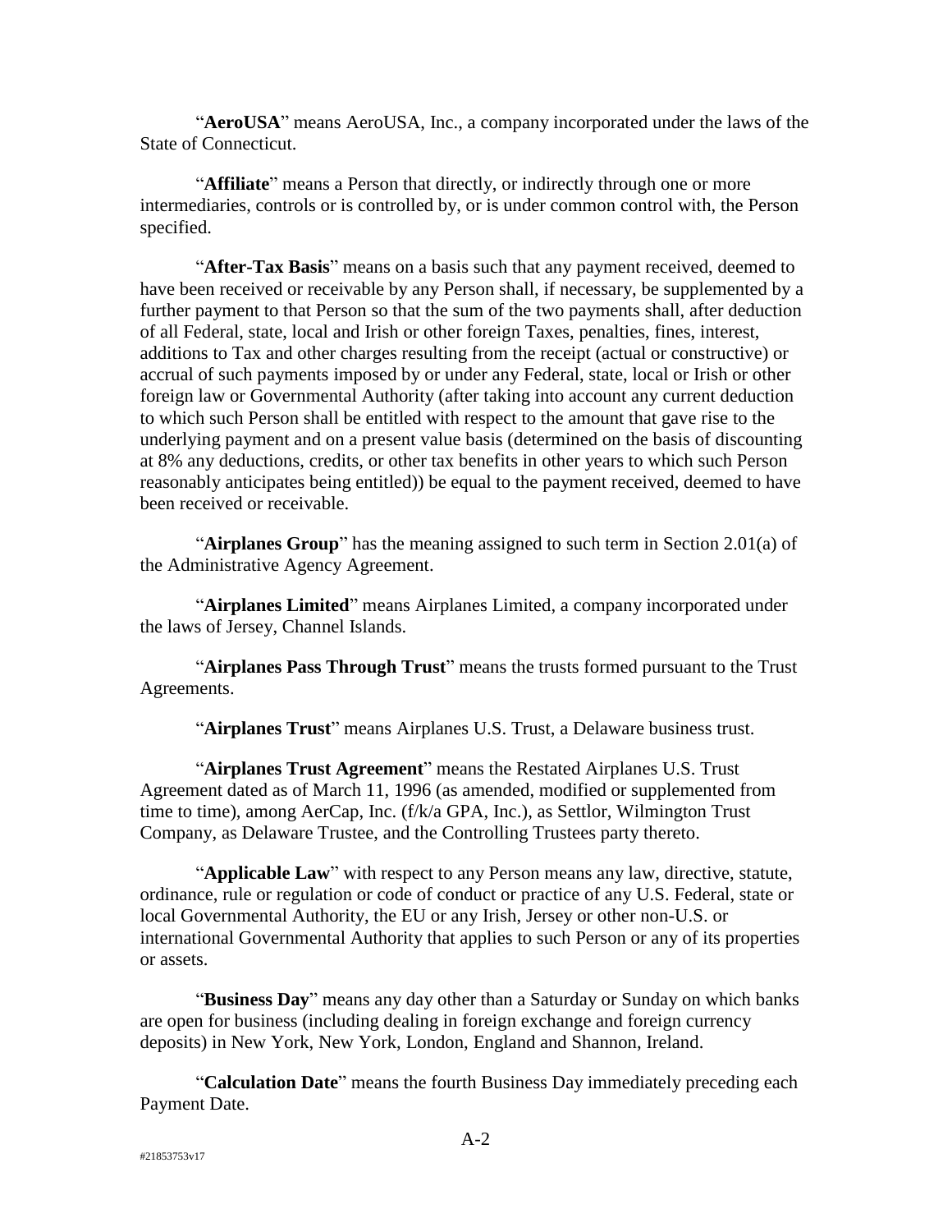"**AeroUSA**" means AeroUSA, Inc., a company incorporated under the laws of the State of Connecticut.

"**Affiliate**" means a Person that directly, or indirectly through one or more intermediaries, controls or is controlled by, or is under common control with, the Person specified.

"**After-Tax Basis**" means on a basis such that any payment received, deemed to have been received or receivable by any Person shall, if necessary, be supplemented by a further payment to that Person so that the sum of the two payments shall, after deduction of all Federal, state, local and Irish or other foreign Taxes, penalties, fines, interest, additions to Tax and other charges resulting from the receipt (actual or constructive) or accrual of such payments imposed by or under any Federal, state, local or Irish or other foreign law or Governmental Authority (after taking into account any current deduction to which such Person shall be entitled with respect to the amount that gave rise to the underlying payment and on a present value basis (determined on the basis of discounting at 8% any deductions, credits, or other tax benefits in other years to which such Person reasonably anticipates being entitled)) be equal to the payment received, deemed to have been received or receivable.

"**Airplanes Group**" has the meaning assigned to such term in Section 2.01(a) of the Administrative Agency Agreement.

"**Airplanes Limited**" means Airplanes Limited, a company incorporated under the laws of Jersey, Channel Islands.

"**Airplanes Pass Through Trust**" means the trusts formed pursuant to the Trust Agreements.

"**Airplanes Trust**" means Airplanes U.S. Trust, a Delaware business trust.

"**Airplanes Trust Agreement**" means the Restated Airplanes U.S. Trust Agreement dated as of March 11, 1996 (as amended, modified or supplemented from time to time), among AerCap, Inc. (f/k/a GPA, Inc.), as Settlor, Wilmington Trust Company, as Delaware Trustee, and the Controlling Trustees party thereto.

"**Applicable Law**" with respect to any Person means any law, directive, statute, ordinance, rule or regulation or code of conduct or practice of any U.S. Federal, state or local Governmental Authority, the EU or any Irish, Jersey or other non-U.S. or international Governmental Authority that applies to such Person or any of its properties or assets.

"**Business Day**" means any day other than a Saturday or Sunday on which banks are open for business (including dealing in foreign exchange and foreign currency deposits) in New York, New York, London, England and Shannon, Ireland.

"**Calculation Date**" means the fourth Business Day immediately preceding each Payment Date.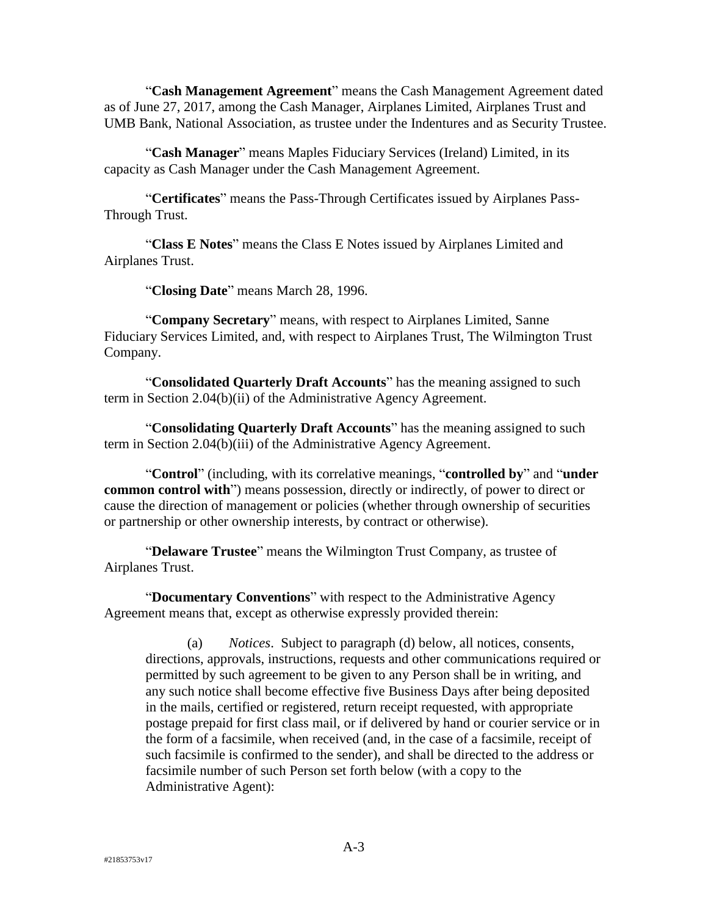"**Cash Management Agreement**" means the Cash Management Agreement dated as of June 27, 2017, among the Cash Manager, Airplanes Limited, Airplanes Trust and UMB Bank, National Association, as trustee under the Indentures and as Security Trustee.

"**Cash Manager**" means Maples Fiduciary Services (Ireland) Limited, in its capacity as Cash Manager under the Cash Management Agreement.

"**Certificates**" means the Pass-Through Certificates issued by Airplanes Pass-Through Trust.

"**Class E Notes**" means the Class E Notes issued by Airplanes Limited and Airplanes Trust.

"**Closing Date**" means March 28, 1996.

"**Company Secretary**" means, with respect to Airplanes Limited, Sanne Fiduciary Services Limited, and, with respect to Airplanes Trust, The Wilmington Trust Company.

"**Consolidated Quarterly Draft Accounts**" has the meaning assigned to such term in Section 2.04(b)(ii) of the Administrative Agency Agreement.

"**Consolidating Quarterly Draft Accounts**" has the meaning assigned to such term in Section 2.04(b)(iii) of the Administrative Agency Agreement.

"**Control**" (including, with its correlative meanings, "**controlled by**" and "**under common control with**") means possession, directly or indirectly, of power to direct or cause the direction of management or policies (whether through ownership of securities or partnership or other ownership interests, by contract or otherwise).

"**Delaware Trustee**" means the Wilmington Trust Company, as trustee of Airplanes Trust.

"**Documentary Conventions**" with respect to the Administrative Agency Agreement means that, except as otherwise expressly provided therein:

(a) *Notices*. Subject to paragraph (d) below, all notices, consents, directions, approvals, instructions, requests and other communications required or permitted by such agreement to be given to any Person shall be in writing, and any such notice shall become effective five Business Days after being deposited in the mails, certified or registered, return receipt requested, with appropriate postage prepaid for first class mail, or if delivered by hand or courier service or in the form of a facsimile, when received (and, in the case of a facsimile, receipt of such facsimile is confirmed to the sender), and shall be directed to the address or facsimile number of such Person set forth below (with a copy to the Administrative Agent):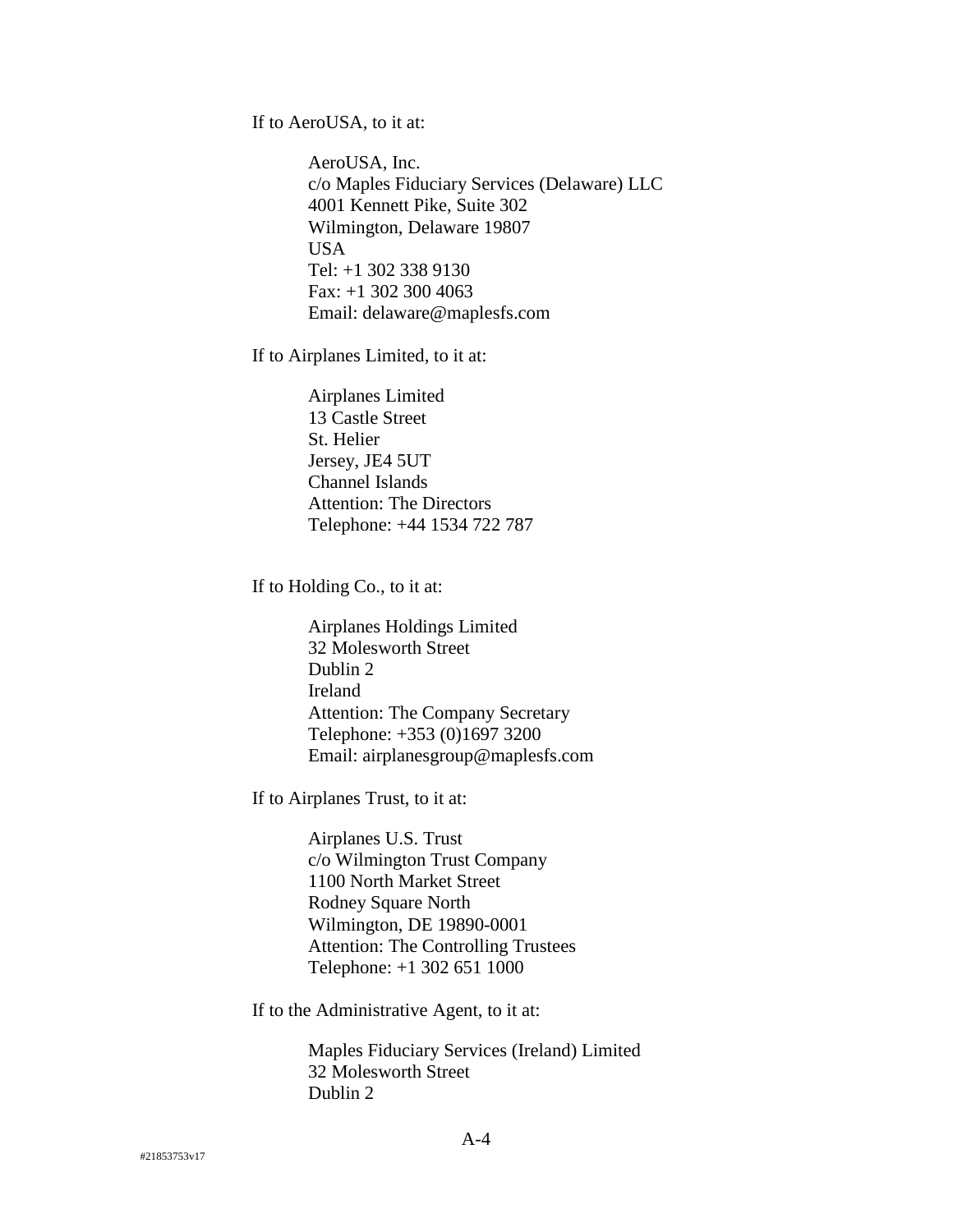If to AeroUSA, to it at:

> AeroUSA, Inc.
> c/o Maples Fiduciary Services (Delaware) LLC
> 4001 Kennett Pike, Suite 302
> Wilmington, Delaware 19807
> USA
> Tel: +1 302 338 9130
> Fax: +1 302 300 4063
> Email: delaware@maplesfs.com

If to Airplanes Limited, to it at:

> Airplanes Limited
> 13 Castle Street
> St. Helier
> Jersey, JE4 5UT
> Channel Islands
> Attention: The Directors
> Telephone: +44 1534 722 787

If to Holding Co., to it at:

> Airplanes Holdings Limited
> 32 Molesworth Street
> Dublin 2
> Ireland
> Attention: The Company Secretary
> Telephone: +353 (0)1697 3200
> Email: airplanesgroup@maplesfs.com

If to Airplanes Trust, to it at:

> Airplanes U.S. Trust
> c/o Wilmington Trust Company
> 1100 North Market Street
> Rodney Square North
> Wilmington, DE 19890-0001
> Attention: The Controlling Trustees
> Telephone: +1 302 651 1000

If to the Administrative Agent, to it at:

> Maples Fiduciary Services (Ireland) Limited
> 32 Molesworth Street
> Dublin 2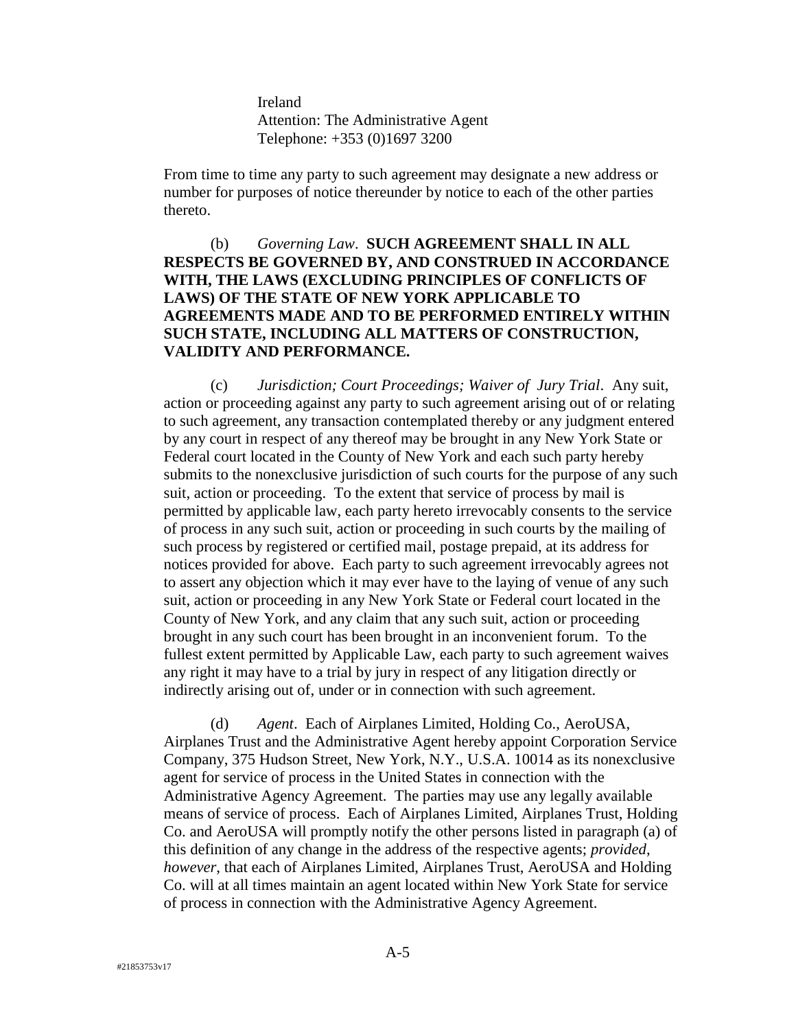Ireland
Attention: The Administrative Agent
Telephone: +353 (0)1697 3200

From time to time any party to such agreement may designate a new address or number for purposes of notice thereunder by notice to each of the other parties thereto.

(b) *Governing Law*. **SUCH AGREEMENT SHALL IN ALL RESPECTS BE GOVERNED BY, AND CONSTRUED IN ACCORDANCE WITH, THE LAWS (EXCLUDING PRINCIPLES OF CONFLICTS OF LAWS) OF THE STATE OF NEW YORK APPLICABLE TO AGREEMENTS MADE AND TO BE PERFORMED ENTIRELY WITHIN SUCH STATE, INCLUDING ALL MATTERS OF CONSTRUCTION, VALIDITY AND PERFORMANCE.**

(c) *Jurisdiction; Court Proceedings; Waiver of Jury Trial*. Any suit, action or proceeding against any party to such agreement arising out of or relating to such agreement, any transaction contemplated thereby or any judgment entered by any court in respect of any thereof may be brought in any New York State or Federal court located in the County of New York and each such party hereby submits to the nonexclusive jurisdiction of such courts for the purpose of any such suit, action or proceeding. To the extent that service of process by mail is permitted by applicable law, each party hereto irrevocably consents to the service of process in any such suit, action or proceeding in such courts by the mailing of such process by registered or certified mail, postage prepaid, at its address for notices provided for above. Each party to such agreement irrevocably agrees not to assert any objection which it may ever have to the laying of venue of any such suit, action or proceeding in any New York State or Federal court located in the County of New York, and any claim that any such suit, action or proceeding brought in any such court has been brought in an inconvenient forum. To the fullest extent permitted by Applicable Law, each party to such agreement waives any right it may have to a trial by jury in respect of any litigation directly or indirectly arising out of, under or in connection with such agreement.

(d) *Agent*. Each of Airplanes Limited, Holding Co., AeroUSA, Airplanes Trust and the Administrative Agent hereby appoint Corporation Service Company, 375 Hudson Street, New York, N.Y., U.S.A. 10014 as its nonexclusive agent for service of process in the United States in connection with the Administrative Agency Agreement. The parties may use any legally available means of service of process. Each of Airplanes Limited, Airplanes Trust, Holding Co. and AeroUSA will promptly notify the other persons listed in paragraph (a) of this definition of any change in the address of the respective agents; *provided, however*, that each of Airplanes Limited, Airplanes Trust, AeroUSA and Holding Co. will at all times maintain an agent located within New York State for service of process in connection with the Administrative Agency Agreement.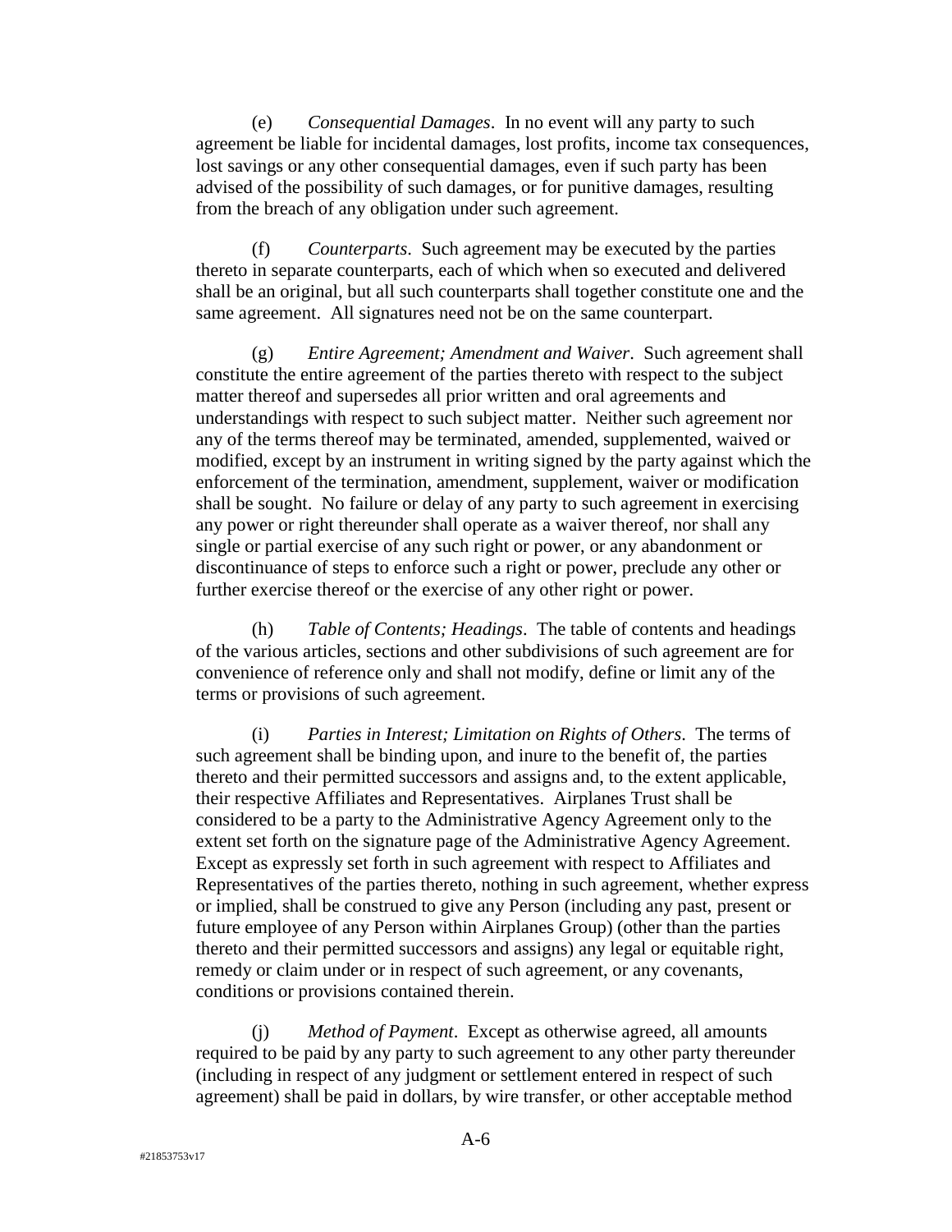(e) *Consequential Damages*. In no event will any party to such agreement be liable for incidental damages, lost profits, income tax consequences, lost savings or any other consequential damages, even if such party has been advised of the possibility of such damages, or for punitive damages, resulting from the breach of any obligation under such agreement.

(f) *Counterparts*. Such agreement may be executed by the parties thereto in separate counterparts, each of which when so executed and delivered shall be an original, but all such counterparts shall together constitute one and the same agreement. All signatures need not be on the same counterpart.

(g) *Entire Agreement; Amendment and Waiver*. Such agreement shall constitute the entire agreement of the parties thereto with respect to the subject matter thereof and supersedes all prior written and oral agreements and understandings with respect to such subject matter. Neither such agreement nor any of the terms thereof may be terminated, amended, supplemented, waived or modified, except by an instrument in writing signed by the party against which the enforcement of the termination, amendment, supplement, waiver or modification shall be sought. No failure or delay of any party to such agreement in exercising any power or right thereunder shall operate as a waiver thereof, nor shall any single or partial exercise of any such right or power, or any abandonment or discontinuance of steps to enforce such a right or power, preclude any other or further exercise thereof or the exercise of any other right or power.

(h) *Table of Contents; Headings*. The table of contents and headings of the various articles, sections and other subdivisions of such agreement are for convenience of reference only and shall not modify, define or limit any of the terms or provisions of such agreement.

(i) *Parties in Interest; Limitation on Rights of Others*. The terms of such agreement shall be binding upon, and inure to the benefit of, the parties thereto and their permitted successors and assigns and, to the extent applicable, their respective Affiliates and Representatives. Airplanes Trust shall be considered to be a party to the Administrative Agency Agreement only to the extent set forth on the signature page of the Administrative Agency Agreement. Except as expressly set forth in such agreement with respect to Affiliates and Representatives of the parties thereto, nothing in such agreement, whether express or implied, shall be construed to give any Person (including any past, present or future employee of any Person within Airplanes Group) (other than the parties thereto and their permitted successors and assigns) any legal or equitable right, remedy or claim under or in respect of such agreement, or any covenants, conditions or provisions contained therein.

(j) *Method of Payment*. Except as otherwise agreed, all amounts required to be paid by any party to such agreement to any other party thereunder (including in respect of any judgment or settlement entered in respect of such agreement) shall be paid in dollars, by wire transfer, or other acceptable method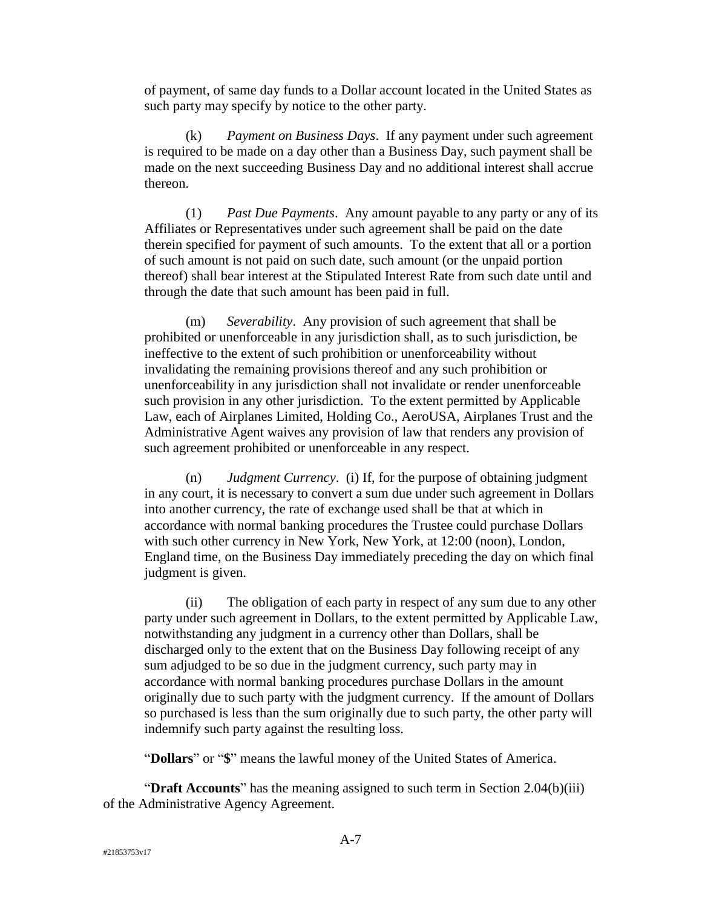of payment, of same day funds to a Dollar account located in the United States as such party may specify by notice to the other party.

(k) *Payment on Business Days*. If any payment under such agreement is required to be made on a day other than a Business Day, such payment shall be made on the next succeeding Business Day and no additional interest shall accrue thereon.

(l) *Past Due Payments*. Any amount payable to any party or any of its Affiliates or Representatives under such agreement shall be paid on the date therein specified for payment of such amounts. To the extent that all or a portion of such amount is not paid on such date, such amount (or the unpaid portion thereof) shall bear interest at the Stipulated Interest Rate from such date until and through the date that such amount has been paid in full.

(m) *Severability*. Any provision of such agreement that shall be prohibited or unenforceable in any jurisdiction shall, as to such jurisdiction, be ineffective to the extent of such prohibition or unenforceability without invalidating the remaining provisions thereof and any such prohibition or unenforceability in any jurisdiction shall not invalidate or render unenforceable such provision in any other jurisdiction. To the extent permitted by Applicable Law, each of Airplanes Limited, Holding Co., AeroUSA, Airplanes Trust and the Administrative Agent waives any provision of law that renders any provision of such agreement prohibited or unenforceable in any respect.

(n) *Judgment Currency*. (i) If, for the purpose of obtaining judgment in any court, it is necessary to convert a sum due under such agreement in Dollars into another currency, the rate of exchange used shall be that at which in accordance with normal banking procedures the Trustee could purchase Dollars with such other currency in New York, New York, at 12:00 (noon), London, England time, on the Business Day immediately preceding the day on which final judgment is given.

(ii) The obligation of each party in respect of any sum due to any other party under such agreement in Dollars, to the extent permitted by Applicable Law, notwithstanding any judgment in a currency other than Dollars, shall be discharged only to the extent that on the Business Day following receipt of any sum adjudged to be so due in the judgment currency, such party may in accordance with normal banking procedures purchase Dollars in the amount originally due to such party with the judgment currency. If the amount of Dollars so purchased is less than the sum originally due to such party, the other party will indemnify such party against the resulting loss.

"**Dollars**" or "**$**" means the lawful money of the United States of America.

"**Draft Accounts**" has the meaning assigned to such term in Section 2.04(b)(iii) of the Administrative Agency Agreement.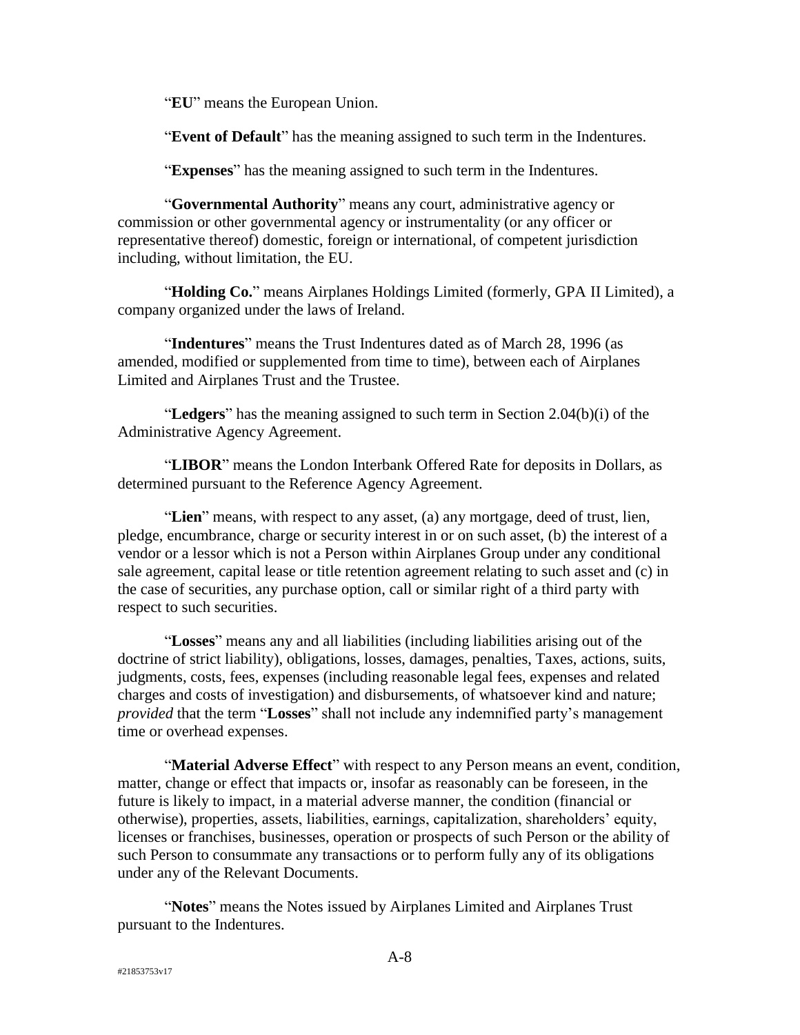"**EU**" means the European Union.

"**Event of Default**" has the meaning assigned to such term in the Indentures.

"**Expenses**" has the meaning assigned to such term in the Indentures.

"**Governmental Authority**" means any court, administrative agency or commission or other governmental agency or instrumentality (or any officer or representative thereof) domestic, foreign or international, of competent jurisdiction including, without limitation, the EU.

"**Holding Co.**" means Airplanes Holdings Limited (formerly, GPA II Limited), a company organized under the laws of Ireland.

"**Indentures**" means the Trust Indentures dated as of March 28, 1996 (as amended, modified or supplemented from time to time), between each of Airplanes Limited and Airplanes Trust and the Trustee.

"**Ledgers**" has the meaning assigned to such term in Section 2.04(b)(i) of the Administrative Agency Agreement.

"**LIBOR**" means the London Interbank Offered Rate for deposits in Dollars, as determined pursuant to the Reference Agency Agreement.

"**Lien**" means, with respect to any asset, (a) any mortgage, deed of trust, lien, pledge, encumbrance, charge or security interest in or on such asset, (b) the interest of a vendor or a lessor which is not a Person within Airplanes Group under any conditional sale agreement, capital lease or title retention agreement relating to such asset and (c) in the case of securities, any purchase option, call or similar right of a third party with respect to such securities.

"**Losses**" means any and all liabilities (including liabilities arising out of the doctrine of strict liability), obligations, losses, damages, penalties, Taxes, actions, suits, judgments, costs, fees, expenses (including reasonable legal fees, expenses and related charges and costs of investigation) and disbursements, of whatsoever kind and nature; *provided* that the term "**Losses**" shall not include any indemnified party's management time or overhead expenses.

"**Material Adverse Effect**" with respect to any Person means an event, condition, matter, change or effect that impacts or, insofar as reasonably can be foreseen, in the future is likely to impact, in a material adverse manner, the condition (financial or otherwise), properties, assets, liabilities, earnings, capitalization, shareholders' equity, licenses or franchises, businesses, operation or prospects of such Person or the ability of such Person to consummate any transactions or to perform fully any of its obligations under any of the Relevant Documents.

"**Notes**" means the Notes issued by Airplanes Limited and Airplanes Trust pursuant to the Indentures.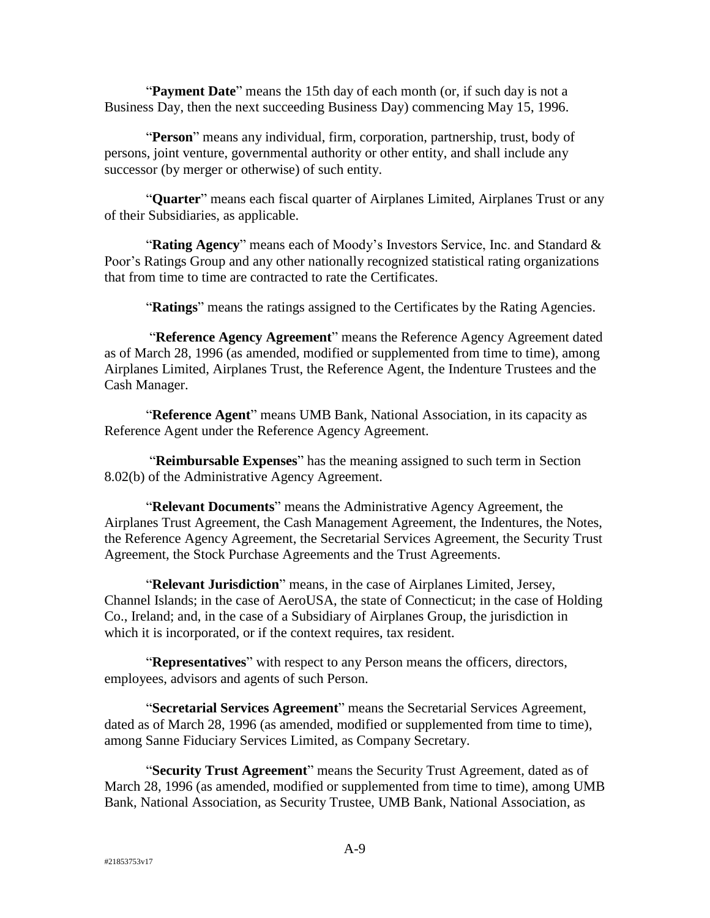"**Payment Date**" means the 15th day of each month (or, if such day is not a Business Day, then the next succeeding Business Day) commencing May 15, 1996.

"**Person**" means any individual, firm, corporation, partnership, trust, body of persons, joint venture, governmental authority or other entity, and shall include any successor (by merger or otherwise) of such entity.

"**Quarter**" means each fiscal quarter of Airplanes Limited, Airplanes Trust or any of their Subsidiaries, as applicable.

"**Rating Agency**" means each of Moody's Investors Service, Inc. and Standard & Poor's Ratings Group and any other nationally recognized statistical rating organizations that from time to time are contracted to rate the Certificates.

"**Ratings**" means the ratings assigned to the Certificates by the Rating Agencies.

"**Reference Agency Agreement**" means the Reference Agency Agreement dated as of March 28, 1996 (as amended, modified or supplemented from time to time), among Airplanes Limited, Airplanes Trust, the Reference Agent, the Indenture Trustees and the Cash Manager.

"**Reference Agent**" means UMB Bank, National Association, in its capacity as Reference Agent under the Reference Agency Agreement.

"**Reimbursable Expenses**" has the meaning assigned to such term in Section 8.02(b) of the Administrative Agency Agreement.

"**Relevant Documents**" means the Administrative Agency Agreement, the Airplanes Trust Agreement, the Cash Management Agreement, the Indentures, the Notes, the Reference Agency Agreement, the Secretarial Services Agreement, the Security Trust Agreement, the Stock Purchase Agreements and the Trust Agreements.

"**Relevant Jurisdiction**" means, in the case of Airplanes Limited, Jersey, Channel Islands; in the case of AeroUSA, the state of Connecticut; in the case of Holding Co., Ireland; and, in the case of a Subsidiary of Airplanes Group, the jurisdiction in which it is incorporated, or if the context requires, tax resident.

"**Representatives**" with respect to any Person means the officers, directors, employees, advisors and agents of such Person.

"**Secretarial Services Agreement**" means the Secretarial Services Agreement, dated as of March 28, 1996 (as amended, modified or supplemented from time to time), among Sanne Fiduciary Services Limited, as Company Secretary.

"**Security Trust Agreement**" means the Security Trust Agreement, dated as of March 28, 1996 (as amended, modified or supplemented from time to time), among UMB Bank, National Association, as Security Trustee, UMB Bank, National Association, as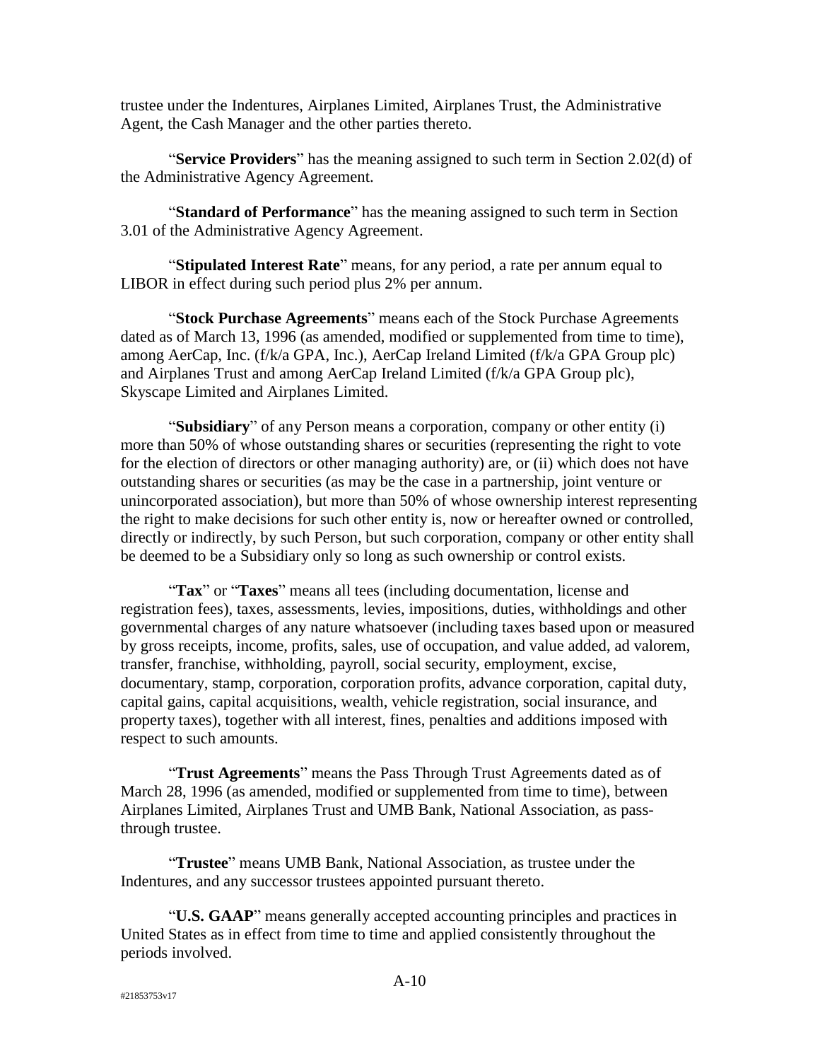trustee under the Indentures, Airplanes Limited, Airplanes Trust, the Administrative Agent, the Cash Manager and the other parties thereto.

"**Service Providers**" has the meaning assigned to such term in Section 2.02(d) of the Administrative Agency Agreement.

"**Standard of Performance**" has the meaning assigned to such term in Section 3.01 of the Administrative Agency Agreement.

"**Stipulated Interest Rate**" means, for any period, a rate per annum equal to LIBOR in effect during such period plus 2% per annum.

"**Stock Purchase Agreements**" means each of the Stock Purchase Agreements dated as of March 13, 1996 (as amended, modified or supplemented from time to time), among AerCap, Inc. (f/k/a GPA, Inc.), AerCap Ireland Limited (f/k/a GPA Group plc) and Airplanes Trust and among AerCap Ireland Limited (f/k/a GPA Group plc), Skyscape Limited and Airplanes Limited.

"**Subsidiary**" of any Person means a corporation, company or other entity (i) more than 50% of whose outstanding shares or securities (representing the right to vote for the election of directors or other managing authority) are, or (ii) which does not have outstanding shares or securities (as may be the case in a partnership, joint venture or unincorporated association), but more than 50% of whose ownership interest representing the right to make decisions for such other entity is, now or hereafter owned or controlled, directly or indirectly, by such Person, but such corporation, company or other entity shall be deemed to be a Subsidiary only so long as such ownership or control exists.

"**Tax**" or "**Taxes**" means all tees (including documentation, license and registration fees), taxes, assessments, levies, impositions, duties, withholdings and other governmental charges of any nature whatsoever (including taxes based upon or measured by gross receipts, income, profits, sales, use of occupation, and value added, ad valorem, transfer, franchise, withholding, payroll, social security, employment, excise, documentary, stamp, corporation, corporation profits, advance corporation, capital duty, capital gains, capital acquisitions, wealth, vehicle registration, social insurance, and property taxes), together with all interest, fines, penalties and additions imposed with respect to such amounts.

"**Trust Agreements**" means the Pass Through Trust Agreements dated as of March 28, 1996 (as amended, modified or supplemented from time to time), between Airplanes Limited, Airplanes Trust and UMB Bank, National Association, as pass-through trustee.

"**Trustee**" means UMB Bank, National Association, as trustee under the Indentures, and any successor trustees appointed pursuant thereto.

"**U.S. GAAP**" means generally accepted accounting principles and practices in United States as in effect from time to time and applied consistently throughout the periods involved.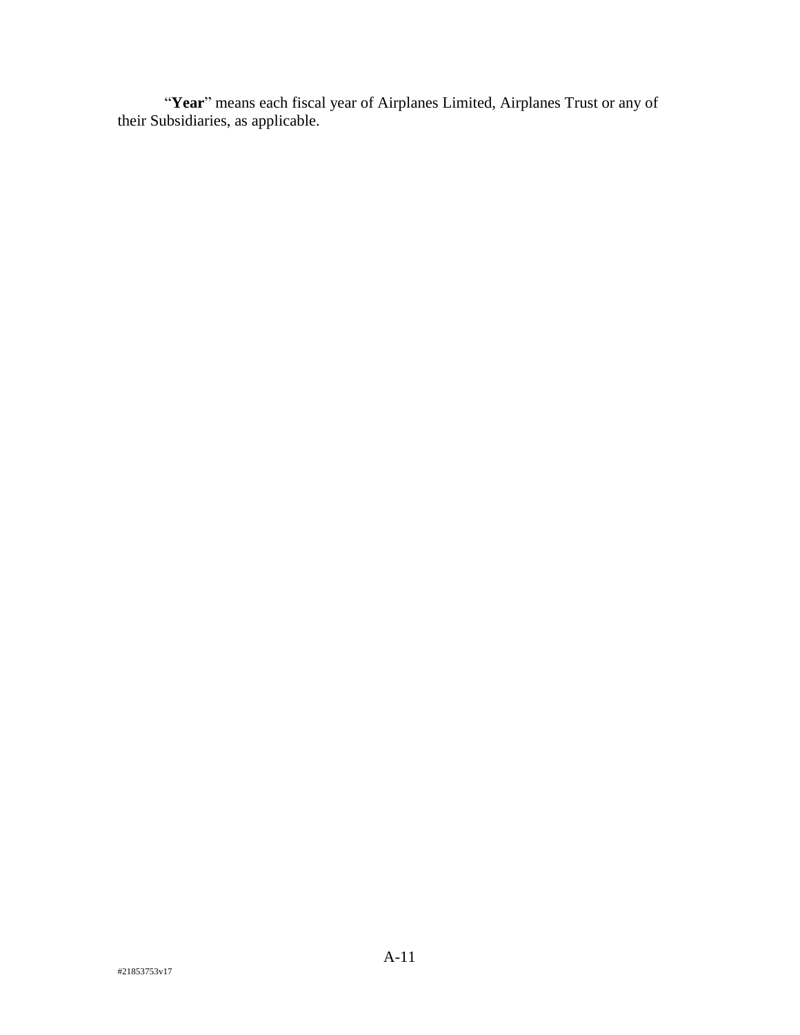"**Year**" means each fiscal year of Airplanes Limited, Airplanes Trust or any of their Subsidiaries, as applicable.